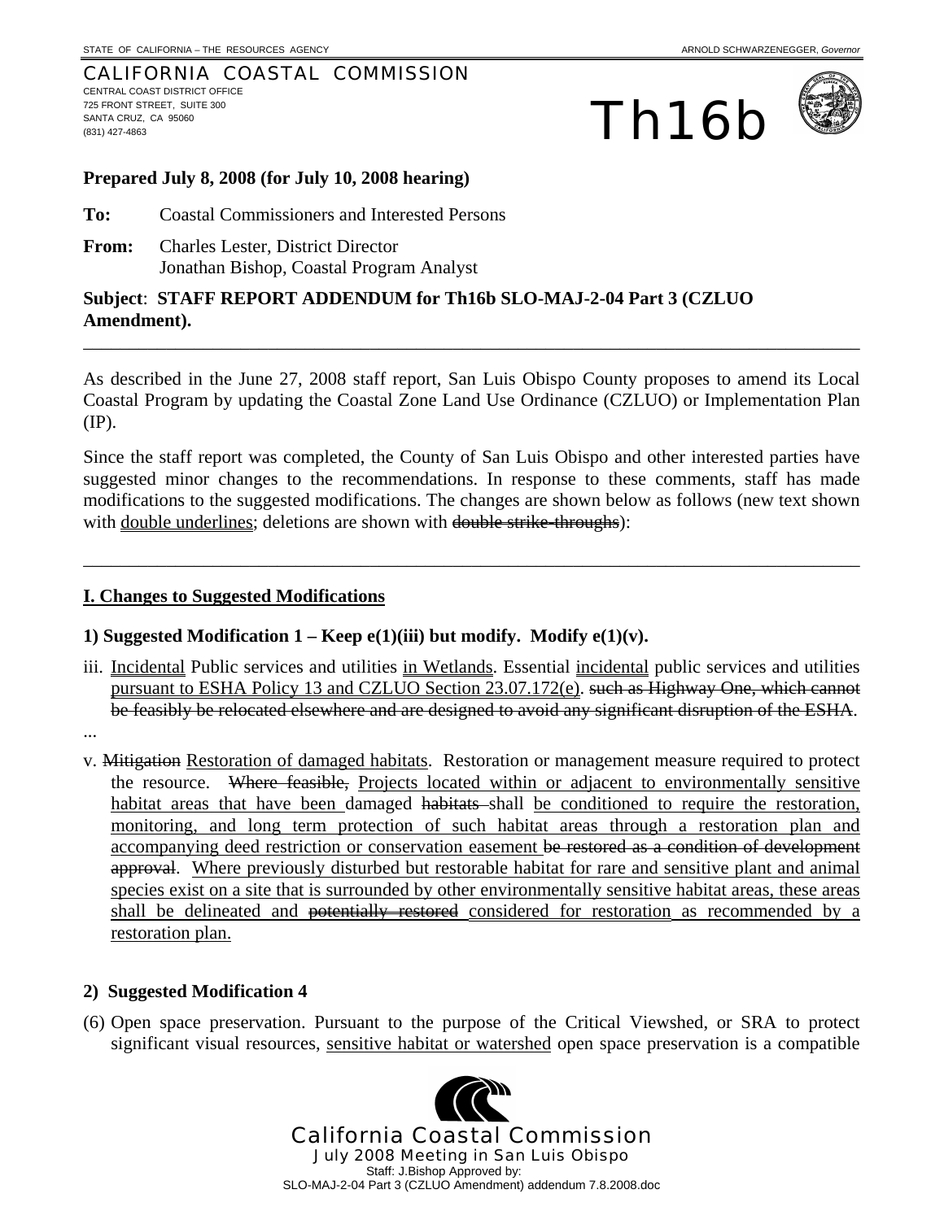STATE OF CALIFORNIA – THE RESOURCES AGENCY ARNOLD SCHWARZENEGGER, *Governor*

CALIFORNIA COASTAL COMMISSION
CENTRAL COAST DISTRICT OFFICE
725 FRONT STREET, SUITE 300
SANTA CRUZ, CA 95060
(831) 427-4863

# Th16b

**Prepared July 8, 2008 (for July 10, 2008 hearing)**

**To:** Coastal Commissioners and Interested Persons

**From:** Charles Lester, District Director
Jonathan Bishop, Coastal Program Analyst

**Subject**: **STAFF REPORT ADDENDUM for Th16b SLO-MAJ-2-04 Part 3 (CZLUO Amendment).**

---

As described in the June 27, 2008 staff report, San Luis Obispo County proposes to amend its Local Coastal Program by updating the Coastal Zone Land Use Ordinance (CZLUO) or Implementation Plan (IP).

Since the staff report was completed, the County of San Luis Obispo and other interested parties have suggested minor changes to the recommendations. In response to these comments, staff has made modifications to the suggested modifications. The changes are shown below as follows (new text shown with <u>double underlines</u>; deletions are shown with ~~double strike-throughs~~):

---

## I. Changes to Suggested Modifications

### 1) Suggested Modification 1 – Keep e(1)(iii) but modify. Modify e(1)(v).

iii. <u>Incidental</u> Public services and utilities <u>in Wetlands</u>. Essential <u>incidental</u> public services and utilities <u>pursuant to ESHA Policy 13 and CZLUO Section 23.07.172(e)</u>. ~~such as Highway One, which cannot be feasibly be relocated elsewhere and are designed to avoid any significant disruption of the ESHA~~.

...

v. ~~Mitigation~~ <u>Restoration of damaged habitats</u>. Restoration or management measure required to protect the resource. ~~Where feasible,~~ <u>Projects located within or adjacent to environmentally sensitive habitat areas that have been</u> damaged ~~habitats~~ shall <u>be conditioned to require the restoration, monitoring, and long term protection of such habitat areas through a restoration plan and accompanying deed restriction or conservation easement</u> ~~be restored as a condition of development approval~~. <u>Where previously disturbed but restorable habitat for rare and sensitive plant and animal species exist on a site that is surrounded by other environmentally sensitive habitat areas, these areas shall be delineated and</u> ~~potentially restored~~ <u>considered for restoration as recommended by a restoration plan.</u>

### 2) Suggested Modification 4

(6) Open space preservation. Pursuant to the purpose of the Critical Viewshed, or SRA to protect significant visual resources, <u>sensitive habitat or watershed</u> open space preservation is a compatible

California Coastal Commission
July 2008 Meeting in San Luis Obispo
Staff: J.Bishop Approved by:
SLO-MAJ-2-04 Part 3 (CZLUO Amendment) addendum 7.8.2008.doc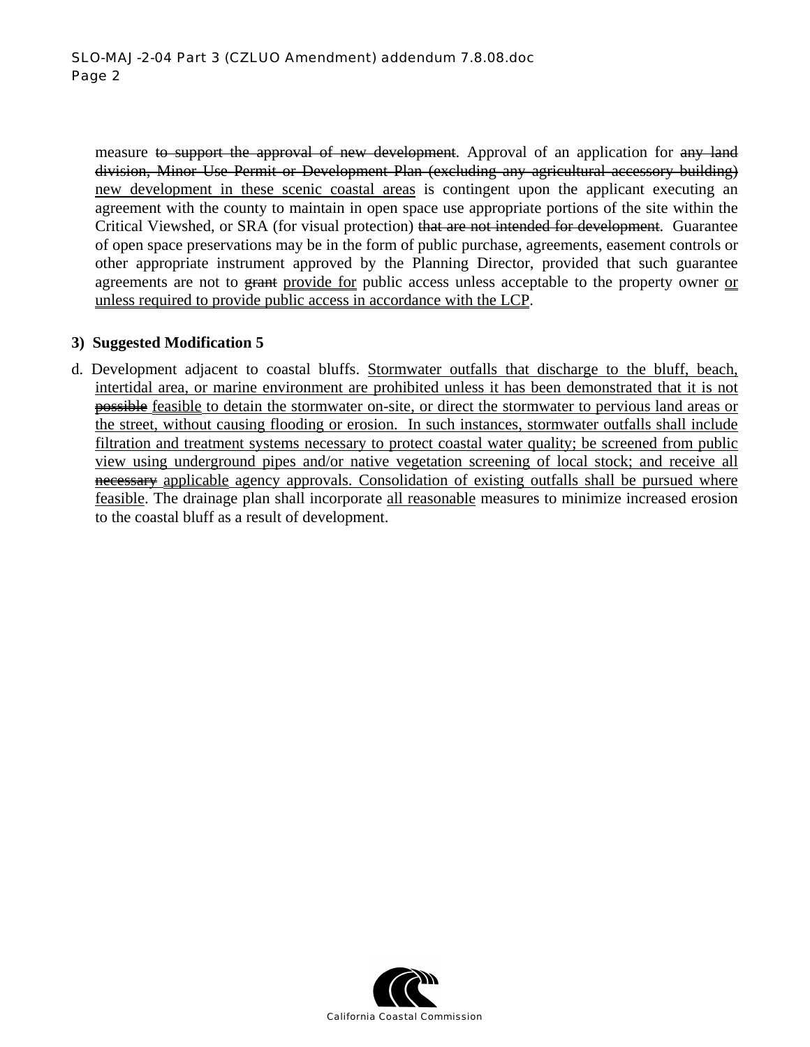measure ~~to support the approval of new development~~. Approval of an application for ~~any land division, Minor Use Permit or Development Plan (excluding any agricultural accessory building)~~ <u>new development in these scenic coastal areas</u> is contingent upon the applicant executing an agreement with the county to maintain in open space use appropriate portions of the site within the Critical Viewshed, or SRA (for visual protection) ~~that are not intended for development~~. Guarantee of open space preservations may be in the form of public purchase, agreements, easement controls or other appropriate instrument approved by the Planning Director, provided that such guarantee agreements are not to ~~grant~~ <u>provide for</u> public access unless acceptable to the property owner <u>or unless required to provide public access in accordance with the LCP</u>.

**3) Suggested Modification 5**

d. Development adjacent to coastal bluffs. <u>Stormwater outfalls that discharge to the bluff, beach, intertidal area, or marine environment are prohibited unless it has been demonstrated that it is not</u> ~~possible~~ <u>feasible</u> <u>to detain the stormwater on-site, or direct the stormwater to pervious land areas or the street, without causing flooding or erosion. In such instances, stormwater outfalls shall include filtration and treatment systems necessary to protect coastal water quality; be screened from public view using underground pipes and/or native vegetation screening of local stock; and receive all</u> ~~necessary~~ <u>applicable</u> <u>agency approvals. Consolidation of existing outfalls shall be pursued where feasible</u>. The drainage plan shall incorporate <u>all reasonable</u> measures to minimize increased erosion to the coastal bluff as a result of development.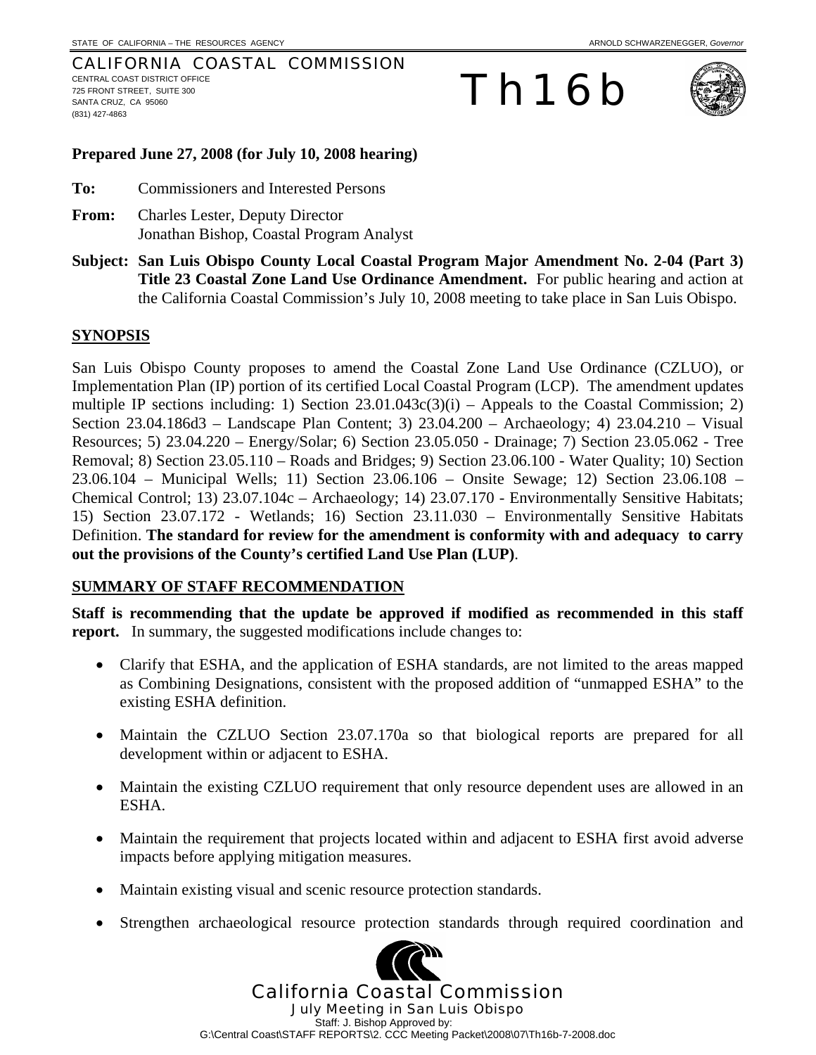STATE OF CALIFORNIA – THE RESOURCES AGENCY ARNOLD SCHWARZENEGGER, *Governor*

CALIFORNIA COASTAL COMMISSION
CENTRAL COAST DISTRICT OFFICE
725 FRONT STREET, SUITE 300
SANTA CRUZ, CA 95060
(831) 427-4863

# Th16b

**Prepared June 27, 2008 (for July 10, 2008 hearing)**

**To:** Commissioners and Interested Persons

**From:** Charles Lester, Deputy Director
Jonathan Bishop, Coastal Program Analyst

**Subject: San Luis Obispo County Local Coastal Program Major Amendment No. 2-04 (Part 3) Title 23 Coastal Zone Land Use Ordinance Amendment.** For public hearing and action at the California Coastal Commission's July 10, 2008 meeting to take place in San Luis Obispo.

## SYNOPSIS

San Luis Obispo County proposes to amend the Coastal Zone Land Use Ordinance (CZLUO), or Implementation Plan (IP) portion of its certified Local Coastal Program (LCP). The amendment updates multiple IP sections including: 1) Section 23.01.043c(3)(i) – Appeals to the Coastal Commission; 2) Section 23.04.186d3 – Landscape Plan Content; 3) 23.04.200 – Archaeology; 4) 23.04.210 – Visual Resources; 5) 23.04.220 – Energy/Solar; 6) Section 23.05.050 - Drainage; 7) Section 23.05.062 - Tree Removal; 8) Section 23.05.110 – Roads and Bridges; 9) Section 23.06.100 - Water Quality; 10) Section 23.06.104 – Municipal Wells; 11) Section 23.06.106 – Onsite Sewage; 12) Section 23.06.108 – Chemical Control; 13) 23.07.104c – Archaeology; 14) 23.07.170 - Environmentally Sensitive Habitats; 15) Section 23.07.172 - Wetlands; 16) Section 23.11.030 – Environmentally Sensitive Habitats Definition. **The standard for review for the amendment is conformity with and adequacy to carry out the provisions of the County's certified Land Use Plan (LUP)**.

## SUMMARY OF STAFF RECOMMENDATION

**Staff is recommending that the update be approved if modified as recommended in this staff report.** In summary, the suggested modifications include changes to:

- Clarify that ESHA, and the application of ESHA standards, are not limited to the areas mapped as Combining Designations, consistent with the proposed addition of "unmapped ESHA" to the existing ESHA definition.
- Maintain the CZLUO Section 23.07.170a so that biological reports are prepared for all development within or adjacent to ESHA.
- Maintain the existing CZLUO requirement that only resource dependent uses are allowed in an ESHA.
- Maintain the requirement that projects located within and adjacent to ESHA first avoid adverse impacts before applying mitigation measures.
- Maintain existing visual and scenic resource protection standards.
- Strengthen archaeological resource protection standards through required coordination and

California Coastal Commission
July Meeting in San Luis Obispo
Staff: J. Bishop Approved by:
G:\Central Coast\STAFF REPORTS\2. CCC Meeting Packet\2008\07\Th16b-7-2008.doc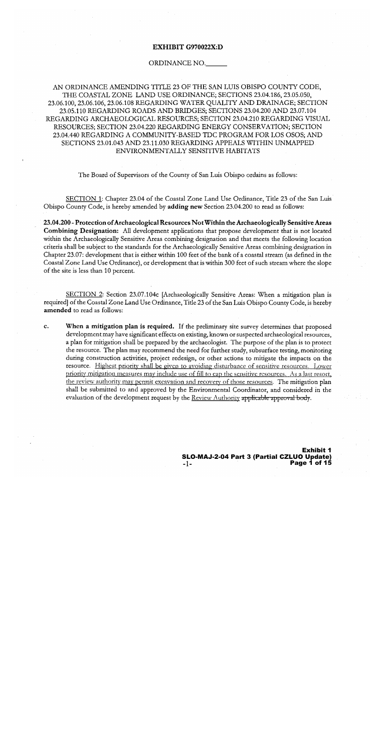**EXHIBIT G970022X:D**

ORDINANCE NO.\_\_\_\_\_\_

AN ORDINANCE AMENDING TITLE 23 OF THE SAN LUIS OBISPO COUNTY CODE, THE COASTAL ZONE LAND USE ORDINANCE; SECTIONS 23.04.186, 23.05.050, 23.06.100, 23.06.106, 23.06.108 REGARDING WATER QUALITY AND DRAINAGE; SECTION 23.05.110 REGARDING ROADS AND BRIDGES; SECTIONS 23.04.200 AND 23.07.104 REGARDING ARCHAEOLOGICAL RESOURCES; SECTION 23.04.210 REGARDING VISUAL RESOURCES; SECTION 23.04.220 REGARDING ENERGY CONSERVATION; SECTION 23.04.440 REGARDING A COMMUNITY-BASED TDC PROGRAM FOR LOS OSOS; AND SECTIONS 23.01.043 AND 23.11.030 REGARDING APPEALS WITHIN UNMAPPED ENVIRONMENTALLY SENSITIVE HABITATS

The Board of Supervisors of the County of San Luis Obispo ordains as follows:

<u>SECTION 1</u>: Chapter 23.04 of the Coastal Zone Land Use Ordinance, Title 23 of the San Luis Obispo County Code, is hereby amended by **adding new** Section 23.04.200 to read as follows:

**23.04.200 - Protection of Archaeological Resources Not Within the Archaeologically Sensitive Areas Combining Designation:** All development applications that propose development that is not located within the Archaeologically Sensitive Areas combining designation and that meets the following location criteria shall be subject to the standards for the Archaeologically Sensitive Areas combining designation in Chapter 23.07: development that is either within 100 feet of the bank of a coastal stream (as defined in the Coastal Zone Land Use Ordinance), or development that is within 300 feet of such stream where the slope of the site is less than 10 percent.

<u>SECTION 2</u>: Section 23.07.104c [Archaeologically Sensitive Areas: When a mitigation plan is required] of the Coastal Zone Land Use Ordinance, Title 23 of the San Luis Obispo County Code, is hereby **amended** to read as follows:

c. **When a mitigation plan is required.** If the preliminary site survey determines that proposed development may have significant effects on existing, known or suspected archaeological resources, a plan for mitigation shall be prepared by the archaeologist. The purpose of the plan is to protect the resource. The plan may recommend the need for further study, subsurface testing, monitoring during construction activities, project redesign, or other actions to mitigate the impacts on the resource. <u>Highest priority shall be given to avoiding disturbance of sensitive resources. Lower priority mitigation measures may include use of fill to cap the sensitive resources. As a last resort, the review authority may permit excavation and recovery of those resources.</u> The mitigation plan shall be submitted to and approved by the Environmental Coordinator, and considered in the evaluation of the development request by the <u>Review Authority</u> ~~applicable approval body~~.

**Exhibit 1**
**SLO-MAJ-2-04 Part 3 (Partial CZLUO Update)**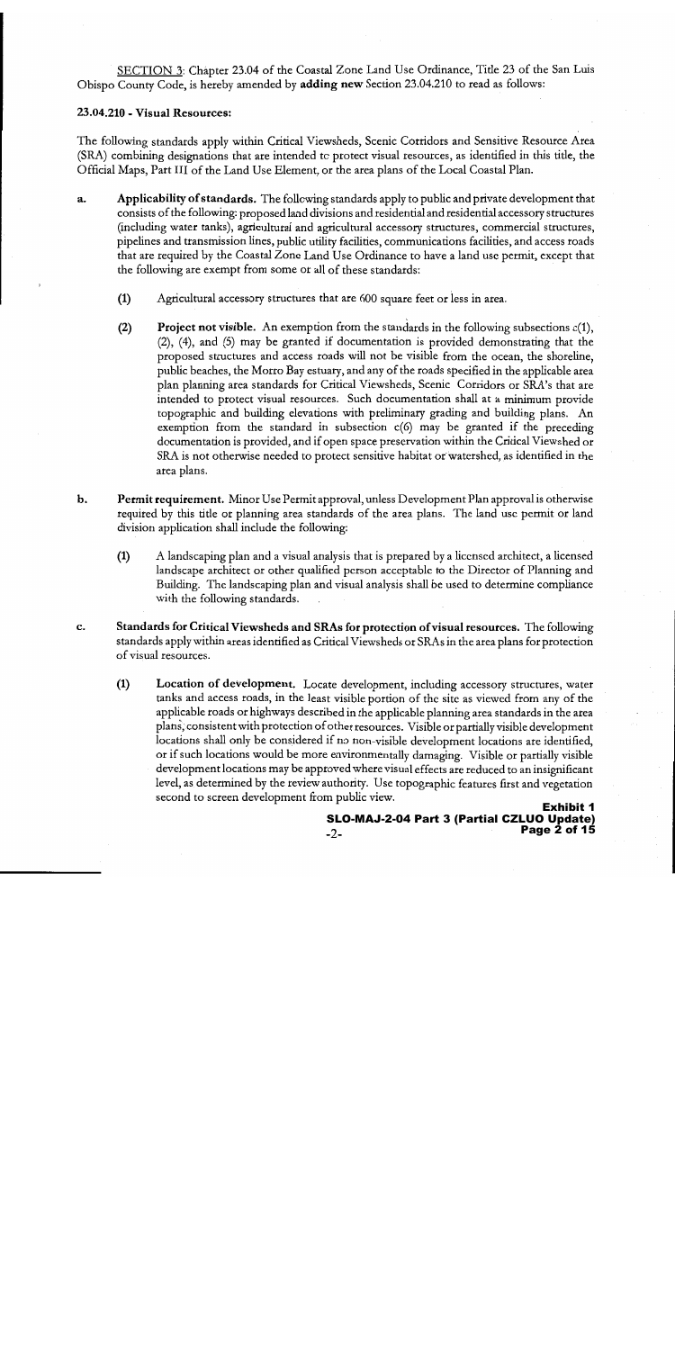<u>SECTION 3</u>: Chapter 23.04 of the Coastal Zone Land Use Ordinance, Title 23 of the San Luis Obispo County Code, is hereby amended by **adding new** Section 23.04.210 to read as follows:

**23.04.210 - Visual Resources:**

The following standards apply within Critical Viewsheds, Scenic Corridors and Sensitive Resource Area (SRA) combining designations that are intended to protect visual resources, as identified in this title, the Official Maps, Part III of the Land Use Element, or the area plans of the Local Coastal Plan.

a. **Applicability of standards.** The following standards apply to public and private development that consists of the following: proposed land divisions and residential and residential accessory structures (including water tanks), agricultural and agricultural accessory structures, commercial structures, pipelines and transmission lines, public utility facilities, communications facilities, and access roads that are required by the Coastal Zone Land Use Ordinance to have a land use permit, except that the following are exempt from some or all of these standards:

   (1) Agricultural accessory structures that are 600 square feet or less in area.

   (2) **Project not visible.** An exemption from the standards in the following subsections c(1), (2), (4), and (5) may be granted if documentation is provided demonstrating that the proposed structures and access roads will not be visible from the ocean, the shoreline, public beaches, the Morro Bay estuary, and any of the roads specified in the applicable area plan planning area standards for Critical Viewsheds, Scenic Corridors or SRA's that are intended to protect visual resources. Such documentation shall at a minimum provide topographic and building elevations with preliminary grading and building plans. An exemption from the standard in subsection c(6) may be granted if the preceding documentation is provided, and if open space preservation within the Critical Viewshed or SRA is not otherwise needed to protect sensitive habitat or watershed, as identified in the area plans.

b. **Permit requirement.** Minor Use Permit approval, unless Development Plan approval is otherwise required by this title or planning area standards of the area plans. The land use permit or land division application shall include the following:

   (1) A landscaping plan and a visual analysis that is prepared by a licensed architect, a licensed landscape architect or other qualified person acceptable to the Director of Planning and Building. The landscaping plan and visual analysis shall be used to determine compliance with the following standards.

c. **Standards for Critical Viewsheds and SRAs for protection of visual resources.** The following standards apply within areas identified as Critical Viewsheds or SRAs in the area plans for protection of visual resources.

   (1) **Location of development.** Locate development, including accessory structures, water tanks and access roads, in the least visible portion of the site as viewed from any of the applicable roads or highways described in the applicable planning area standards in the area plans, consistent with protection of other resources. Visible or partially visible development locations shall only be considered if no non-visible development locations are identified, or if such locations would be more environmentally damaging. Visible or partially visible development locations may be approved where visual effects are reduced to an insignificant level, as determined by the review authority. Use topographic features first and vegetation second to screen development from public view.

**Exhibit 1**
**SLO-MAJ-2-04 Part 3 (Partial CZLUO Update)**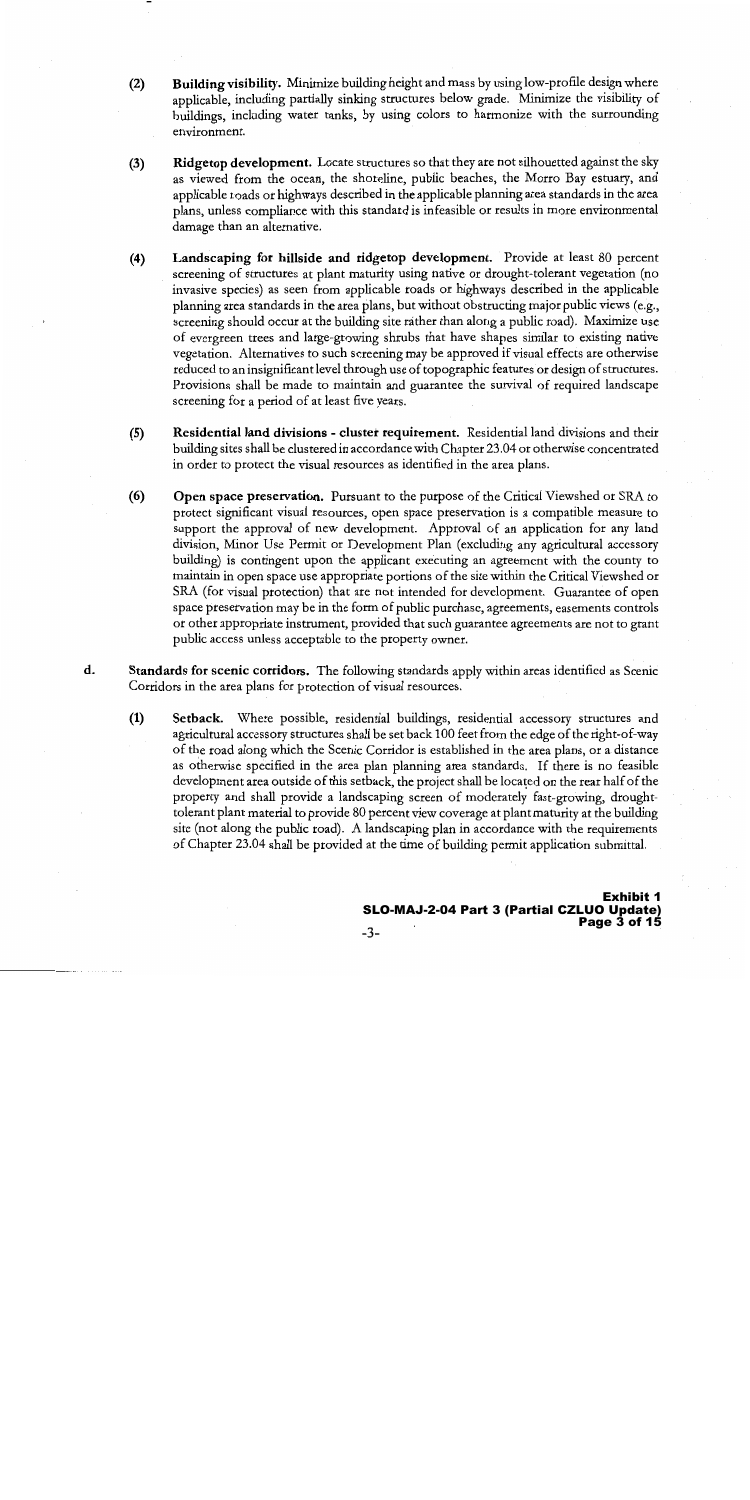(2) **Building visibility.** Minimize building height and mass by using low-profile design where applicable, including partially sinking structures below grade. Minimize the visibility of buildings, including water tanks, by using colors to harmonize with the surrounding environment.

(3) **Ridgetop development.** Locate structures so that they are not silhouetted against the sky as viewed from the ocean, the shoreline, public beaches, the Morro Bay estuary, and applicable roads or highways described in the applicable planning area standards in the area plans, unless compliance with this standard is infeasible or results in more environmental damage than an alternative.

(4) **Landscaping for hillside and ridgetop development.** Provide at least 80 percent screening of structures at plant maturity using native or drought-tolerant vegetation (no invasive species) as seen from applicable roads or highways described in the applicable planning area standards in the area plans, but without obstructing major public views (e.g., screening should occur at the building site rather than along a public road). Maximize use of evergreen trees and large-growing shrubs that have shapes similar to existing native vegetation. Alternatives to such screening may be approved if visual effects are otherwise reduced to an insignificant level through use of topographic features or design of structures. Provisions shall be made to maintain and guarantee the survival of required landscape screening for a period of at least five years.

(5) **Residential land divisions - cluster requirement.** Residential land divisions and their building sites shall be clustered in accordance with Chapter 23.04 or otherwise concentrated in order to protect the visual resources as identified in the area plans.

(6) **Open space preservation.** Pursuant to the purpose of the Critical Viewshed or SRA to protect significant visual resources, open space preservation is a compatible measure to support the approval of new development. Approval of an application for any land division, Minor Use Permit or Development Plan (excluding any agricultural accessory building) is contingent upon the applicant executing an agreement with the county to maintain in open space use appropriate portions of the site within the Critical Viewshed or SRA (for visual protection) that are not intended for development. Guarantee of open space preservation may be in the form of public purchase, agreements, easements controls or other appropriate instrument, provided that such guarantee agreements are not to grant public access unless acceptable to the property owner.

d. **Standards for scenic corridors.** The following standards apply within areas identified as Scenic Corridors in the area plans for protection of visual resources.

(1) **Setback.** Where possible, residential buildings, residential accessory structures and agricultural accessory structures shall be set back 100 feet from the edge of the right-of-way of the road along which the Scenic Corridor is established in the area plans, or a distance as otherwise specified in the area plan planning area standards. If there is no feasible development area outside of this setback, the project shall be located on the rear half of the property and shall provide a landscaping screen of moderately fast-growing, drought-tolerant plant material to provide 80 percent view coverage at plant maturity at the building site (not along the public road). A landscaping plan in accordance with the requirements of Chapter 23.04 shall be provided at the time of building permit application submittal.

**Exhibit 1**
**SLO-MAJ-2-04 Part 3 (Partial CZLUO Update)**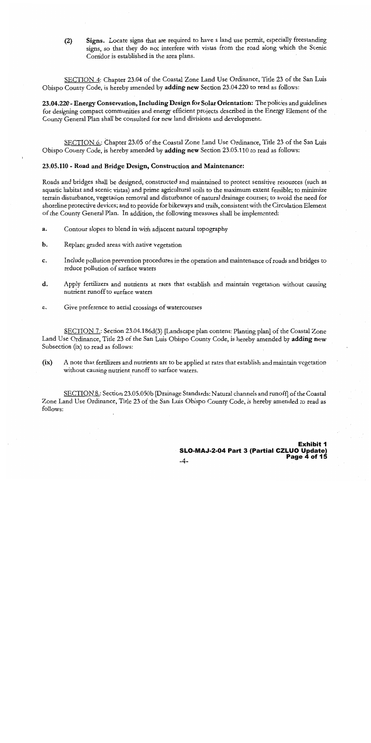(2) **Signs.** Locate signs that are required to have a land use permit, especially freestanding signs, so that they do not interfere with vistas from the road along which the Scenic Corridor is established in the area plans.

SECTION 4: Chapter 23.04 of the Coastal Zone Land Use Ordinance, Title 23 of the San Luis Obispo County Code, is hereby amended by **adding new** Section 23.04.220 to read as follows:

**23.04.220 - Energy Conservation, Including Design for Solar Orientation:** The policies and guidelines for designing compact communities and energy efficient projects described in the Energy Element of the County General Plan shall be consulted for new land divisions and development.

SECTION 6.: Chapter 23.05 of the Coastal Zone Land Use Ordinance, Title 23 of the San Luis Obispo County Code, is hereby amended by **adding new** Section 23.05.110 to read as follows:

**23.05.110 - Road and Bridge Design, Construction and Maintenance:**

Roads and bridges shall be designed, constructed and maintained to protect sensitive resources (such as aquatic habitat and scenic vistas) and prime agricultural soils to the maximum extent feasible; to minimize terrain disturbance, vegetation removal and disturbance of natural drainage courses; to avoid the need for shoreline protective devices; and to provide for bikeways and trails, consistent with the Circulation Element of the County General Plan. In addition, the following measures shall be implemented:

a. Contour slopes to blend in with adjacent natural topography

b. Replant graded areas with native vegetation

c. Include pollution prevention procedures in the operation and maintenance of roads and bridges to reduce pollution of surface waters

d. Apply fertilizers and nutrients at rates that establish and maintain vegetation without causing nutrient runoff to surface waters

e. Give preference to aerial crossings of watercourses

SECTION 7.: Section 23.04.186d(3) [Landscape plan content: Planting plan] of the Coastal Zone Land Use Ordinance, Title 23 of the San Luis Obispo County Code, is hereby amended by **adding new** Subsection (ix) to read as follows:

(ix) A note that fertilizers and nutrients are to be applied at rates that establish and maintain vegetation without causing nutrient runoff to surface waters.

SECTION 8.: Section 23.05.050b [Drainage Standards: Natural channels and runoff] of the Coastal Zone Land Use Ordinance, Title 23 of the San Luis Obispo County Code, is hereby amended to read as follows: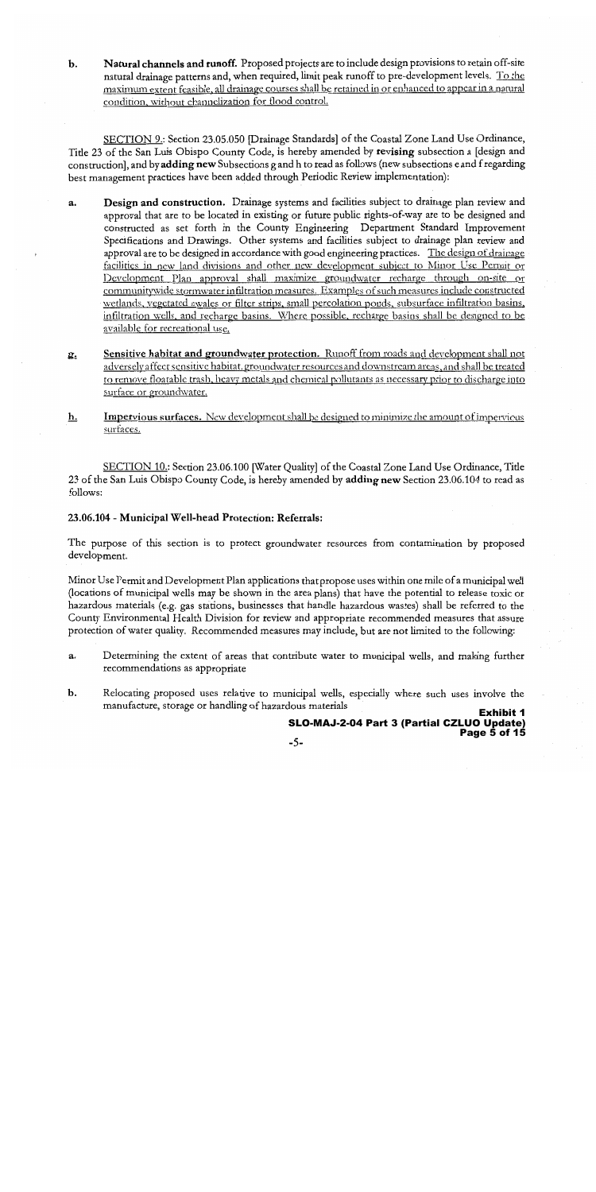b. **Natural channels and runoff.** Proposed projects are to include design provisions to retain off-site natural drainage patterns and, when required, limit peak runoff to pre-development levels. To the maximum extent feasible, all drainage courses shall be retained in or enhanced to appear in a natural condition, without channelization for flood control.

SECTION 9.: Section 23.05.050 [Drainage Standards] of the Coastal Zone Land Use Ordinance, Title 23 of the San Luis Obispo County Code, is hereby amended by **revising** subsection a [design and construction], and by **adding new** Subsections g and h to read as follows (new subsections e and f regarding best management practices have been added through Periodic Review implementation):

a. **Design and construction.** Drainage systems and facilities subject to drainage plan review and approval that are to be located in existing or future public rights-of-way are to be designed and constructed as set forth in the County Engineering Department Standard Improvement Specifications and Drawings. Other systems and facilities subject to drainage plan review and approval are to be designed in accordance with good engineering practices. The design of drainage facilities in new land divisions and other new development subject to Minor Use Permit or Development Plan approval shall maximize groundwater recharge through on-site or communitywide stormwater infiltration measures. Examples of such measures include constructed wetlands, vegetated swales or filter strips, small percolation ponds, subsurface infiltration basins, infiltration wells, and recharge basins. Where possible, recharge basins shall be designed to be available for recreational use.

g. **Sensitive habitat and groundwater protection.** Runoff from roads and development shall not adversely affect sensitive habitat, groundwater resources and downstream areas, and shall be treated to remove floatable trash, heavy metals and chemical pollutants as necessary prior to discharge into surface or groundwater.

h. **Impervious surfaces.** New development shall be designed to minimize the amount of impervious surfaces.

SECTION 10.: Section 23.06.100 [Water Quality] of the Coastal Zone Land Use Ordinance, Title 23 of the San Luis Obispo County Code, is hereby amended by **adding new** Section 23.06.104 to read as follows:

### 23.06.104 - Municipal Well-head Protection: Referrals:

The purpose of this section is to protect groundwater resources from contamination by proposed development.

Minor Use Permit and Development Plan applications that propose uses within one mile of a municipal well (locations of municipal wells may be shown in the area plans) that have the potential to release toxic or hazardous materials (e.g. gas stations, businesses that handle hazardous wastes) shall be referred to the County Environmental Health Division for review and appropriate recommended measures that assure protection of water quality. Recommended measures may include, but are not limited to the following:

a. Determining the extent of areas that contribute water to municipal wells, and making further recommendations as appropriate

b. Relocating proposed uses relative to municipal wells, especially where such uses involve the manufacture, storage or handling of hazardous materials

**Exhibit 1**
**SLO-MAJ-2-04 Part 3 (Partial CZLUO Update)**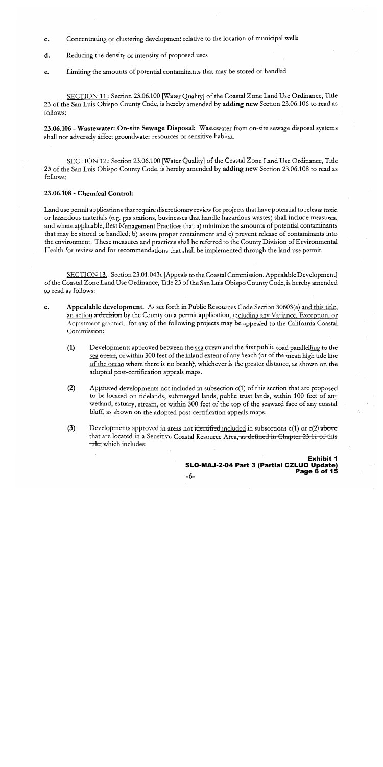c. Concentrating or clustering development relative to the location of municipal wells

d. Reducing the density or intensity of proposed uses

e. Limiting the amounts of potential contaminants that may be stored or handled

SECTION 11.: Section 23.06.100 [Water Quality] of the Coastal Zone Land Use Ordinance, Title 23 of the San Luis Obispo County Code, is hereby amended by **adding new** Section 23.06.106 to read as follows:

**23.06.106 - Wastewater: On-site Sewage Disposal:** Wastewater from on-site sewage disposal systems shall not adversely affect groundwater resources or sensitive habitat.

SECTION 12.: Section 23.06.100 [Water Quality] of the Coastal Zone Land Use Ordinance, Title 23 of the San Luis Obispo County Code, is hereby amended by **adding new** Section 23.06.108 to read as follows:

**23.06.108 - Chemical Control:**

Land use permit applications that require discretionary review for projects that have potential to release toxic or hazardous materials (e.g. gas stations, businesses that handle hazardous wastes) shall include measures, and where applicable, Best Management Practices that: a) minimize the amounts of potential contaminants that may be stored or handled; b) assure proper containment and c) prevent release of contaminants into the environment. These measures and practices shall be referred to the County Division of Environmental Health for review and for recommendations that shall be implemented through the land use permit.

SECTION 13.: Section 23.01.043c [Appeals to the Coastal Commission, Appealable Development] of the Coastal Zone Land Use Ordinance, Title 23 of the San Luis Obispo County Code, is hereby amended to read as follows:

c. **Appealable development.** As set forth in Public Resources Code Section 30603(a) and this title, an action ~~a decision~~ by the County on a permit application, including any Variance, Exception, or Adjustment granted, for any of the following projects may be appealed to the California Coastal Commission:

   (1) Developments approved between the sea ~~ocean~~ and the first public road parallelling ~~to~~ the sea ~~ocean~~, or within 300 feet of the inland extent of any beach (or of the mean high tide line of the ocean where there is no beach), whichever is the greater distance, as shown on the adopted post-certification appeals maps.

   (2) Approved developments not included in subsection c(1) of this section that are proposed to be located on tidelands, submerged lands, public trust lands, within 100 feet of any wetland, estuary, stream, or within 300 feet of the top of the seaward face of any coastal bluff, as shown on the adopted post-certification appeals maps.

   (3) Developments approved in areas not ~~identified~~ included in subsections c(1) or c(2) ~~above~~ that are located in a Sensitive Coastal Resource Area~~, as defined in Chapter 23.11 of this title,~~ which includes:

**Exhibit 1**
**SLO-MAJ-2-04 Part 3 (Partial CZLUO Update)**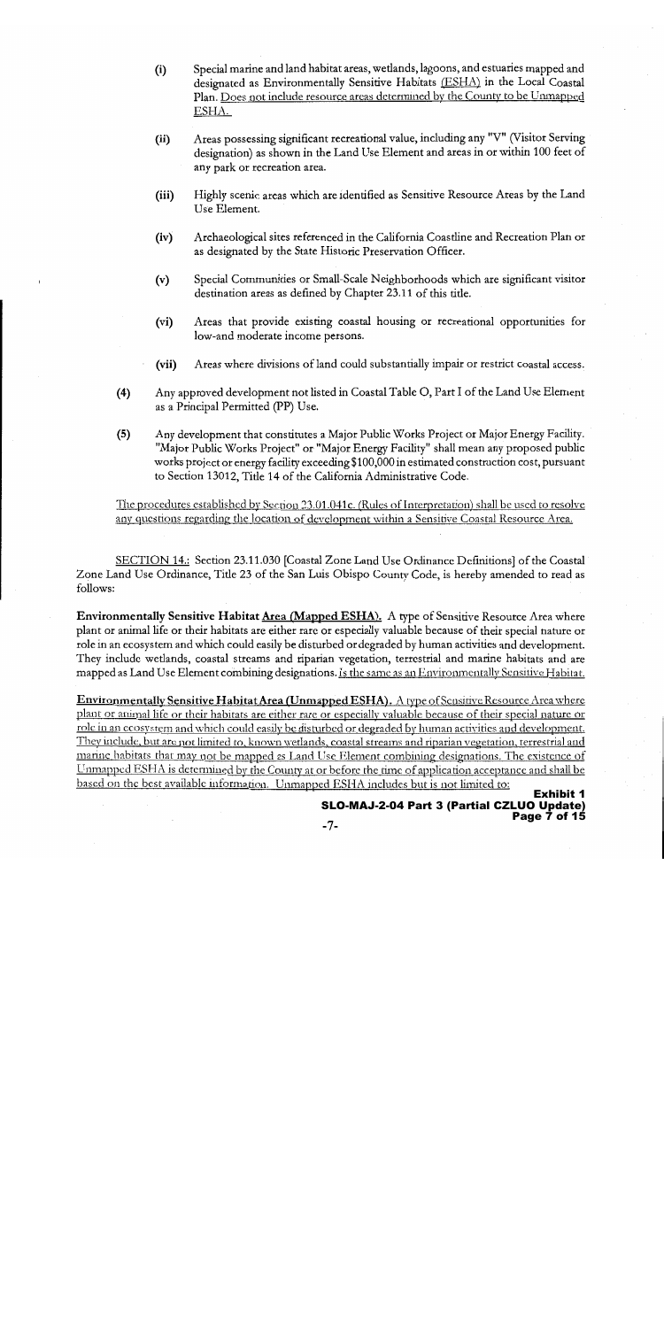(i) Special marine and land habitat areas, wetlands, lagoons, and estuaries mapped and designated as Environmentally Sensitive Habitats (ESHA) in the Local Coastal Plan. Does not include resource areas determined by the County to be Unmapped ESHA.

(ii) Areas possessing significant recreational value, including any "V" (Visitor Serving designation) as shown in the Land Use Element and areas in or within 100 feet of any park or recreation area.

(iii) Highly scenic areas which are identified as Sensitive Resource Areas by the Land Use Element.

(iv) Archaeological sites referenced in the California Coastline and Recreation Plan or as designated by the State Historic Preservation Officer.

(v) Special Communities or Small-Scale Neighborhoods which are significant visitor destination areas as defined by Chapter 23.11 of this title.

(vi) Areas that provide existing coastal housing or recreational opportunities for low-and moderate income persons.

(vii) Areas where divisions of land could substantially impair or restrict coastal access.

(4) Any approved development not listed in Coastal Table O, Part I of the Land Use Element as a Principal Permitted (PP) Use.

(5) Any development that constitutes a Major Public Works Project or Major Energy Facility. "Major Public Works Project" or "Major Energy Facility" shall mean any proposed public works project or energy facility exceeding $100,000 in estimated construction cost, pursuant to Section 13012, Title 14 of the California Administrative Code.

The procedures established by Section 23.01.041c. (Rules of Interpretation) shall be used to resolve any questions regarding the location of development within a Sensitive Coastal Resource Area.

SECTION 14.: Section 23.11.030 [Coastal Zone Land Use Ordinance Definitions] of the Coastal Zone Land Use Ordinance, Title 23 of the San Luis Obispo County Code, is hereby amended to read as follows:

**Environmentally Sensitive Habitat Area (Mapped ESHA).** A type of Sensitive Resource Area where plant or animal life or their habitats are either rare or especially valuable because of their special nature or role in an ecosystem and which could easily be disturbed or degraded by human activities and development. They include wetlands, coastal streams and riparian vegetation, terrestrial and marine habitats and are mapped as Land Use Element combining designations. Is the same as an Environmentally Sensitive Habitat.

**Environmentally Sensitive Habitat Area (Unmapped ESHA).** A type of Sensitive Resource Area where plant or animal life or their habitats are either rare or especially valuable because of their special nature or role in an ecosystem and which could easily be disturbed or degraded by human activities and development. They include, but are not limited to, known wetlands, coastal streams and riparian vegetation, terrestrial and marine habitats that may not be mapped as Land Use Element combining designations. The existence of Unmapped ESHA is determined by the County at or before the time of application acceptance and shall be based on the best available information. Unmapped ESHA includes but is not limited to:

**Exhibit 1**
**SLO-MAJ-2-04 Part 3 (Partial CZLUO Update)**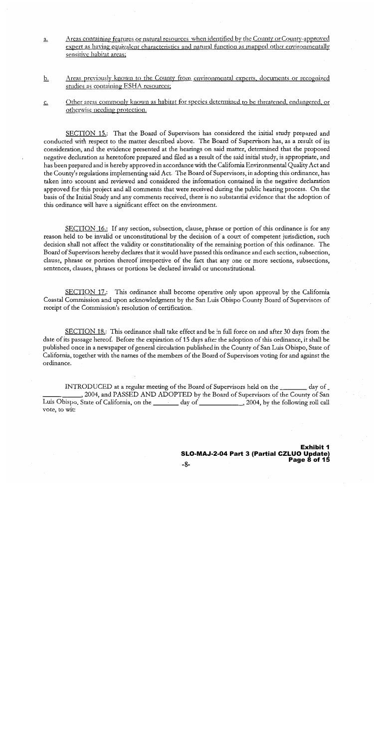a. <u>Areas containing features or natural resources when identified by the County or County-approved expert as having equivalent characteristics and natural function as mapped other environmentally sensitive habitat areas;</u>

b. <u>Areas previously known to the County from environmental experts, documents or recognized studies as containing ESHA resources;</u>

c. <u>Other areas commonly known as habitat for species determined to be threatened, endangered, or otherwise needing protection.</u>

<u>SECTION 15.</u>: That the Board of Supervisors has considered the initial study prepared and conducted with respect to the matter described above. The Board of Supervisors has, as a result of its consideration, and the evidence presented at the hearings on said matter, determined that the proposed negative declaration as heretofore prepared and filed as a result of the said initial study, is appropriate, and has been prepared and is hereby approved in accordance with the California Environmental Quality Act and the County's regulations implementing said Act. The Board of Supervisors, in adopting this ordinance, has taken into account and reviewed and considered the information contained in the negative declaration approved for this project and all comments that were received during the public hearing process. On the basis of the Initial Study and any comments received, there is no substantial evidence that the adoption of this ordinance will have a significant effect on the environment.

<u>SECTION 16.</u>: If any section, subsection, clause, phrase or portion of this ordinance is for any reason held to be invalid or unconstitutional by the decision of a court of competent jurisdiction, such decision shall not affect the validity or constitutionality of the remaining portion of this ordinance. The Board of Supervisors hereby declares that it would have passed this ordinance and each section, subsection, clause, phrase or portion thereof irrespective of the fact that any one or more sections, subsections, sentences, clauses, phrases or portions be declared invalid or unconstitutional.

<u>SECTION 17.</u>: This ordinance shall become operative only upon approval by the California Coastal Commission and upon acknowledgment by the San Luis Obispo County Board of Supervisors of receipt of the Commission's resolution of certification.

<u>SECTION 18.</u>: This ordinance shall take effect and be in full force on and after 30 days from the date of its passage hereof. Before the expiration of 15 days after the adoption of this ordinance, it shall be published once in a newspaper of general circulation published in the County of San Luis Obispo, State of California, together with the names of the members of the Board of Supervisors voting for and against the ordinance.

INTRODUCED at a regular meeting of the Board of Supervisors held on the ________ day of ____________, 2004, and PASSED AND ADOPTED by the Board of Supervisors of the County of San Luis Obispo, State of California, on the ________ day of ____________, 2004, by the following roll call vote, to wit:

**Exhibit 1**
**SLO-MAJ-2-04 Part 3 (Partial CZLUO Update)**
**Page 8 of 15**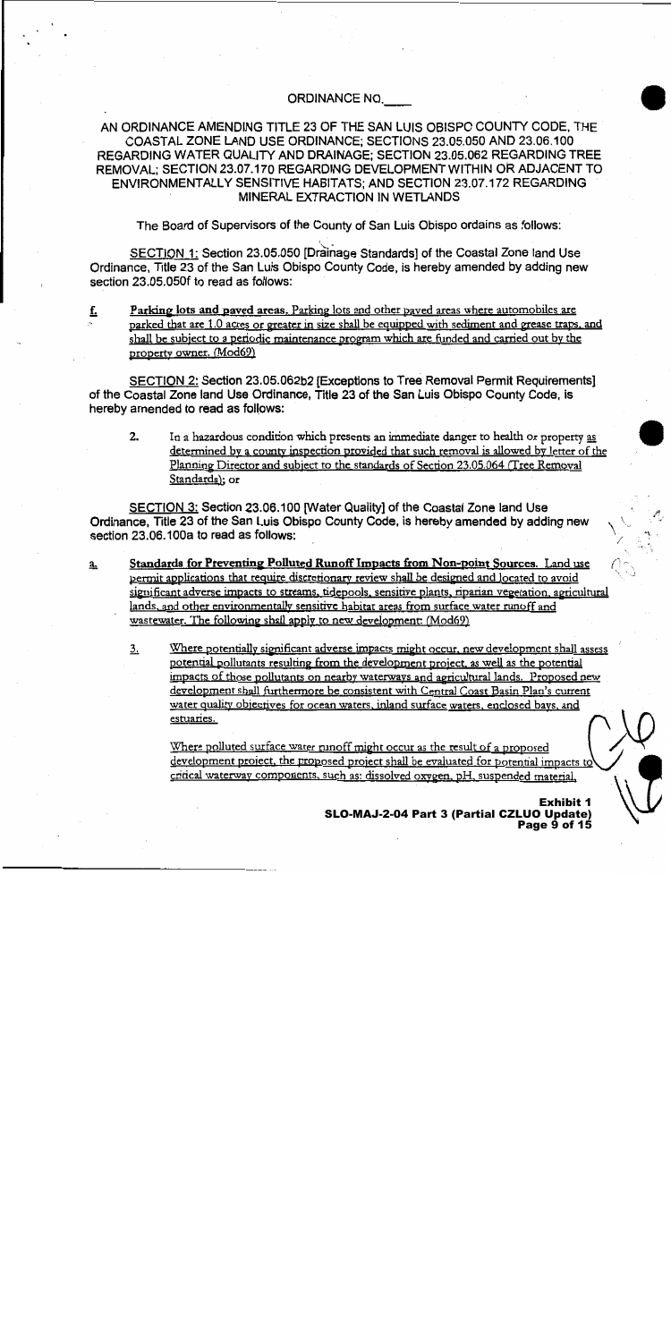ORDINANCE NO.____

AN ORDINANCE AMENDING TITLE 23 OF THE SAN LUIS OBISPO COUNTY CODE, THE COASTAL ZONE LAND USE ORDINANCE; SECTIONS 23.05.050 AND 23.06.100 REGARDING WATER QUALITY AND DRAINAGE; SECTION 23.05.062 REGARDING TREE REMOVAL; SECTION 23.07.170 REGARDING DEVELOPMENT WITHIN OR ADJACENT TO ENVIRONMENTALLY SENSITIVE HABITATS; AND SECTION 23.07.172 REGARDING MINERAL EXTRACTION IN WETLANDS

The Board of Supervisors of the County of San Luis Obispo ordains as follows:

SECTION 1: Section 23.05.050 [Drainage Standards] of the Coastal Zone land Use Ordinance, Title 23 of the San Luis Obispo County Code, is hereby amended by adding new section 23.05.050f to read as follows:

f. **Parking lots and paved areas.** Parking lots and other paved areas where automobiles are parked that are 1.0 acres or greater in size shall be equipped with sediment and grease traps, and shall be subject to a periodic maintenance program which are funded and carried out by the property owner. (Mod69)

SECTION 2: Section 23.05.062b2 [Exceptions to Tree Removal Permit Requirements] of the Coastal Zone land Use Ordinance, Title 23 of the San Luis Obispo County Code, is hereby amended to read as follows:

2. In a hazardous condition which presents an immediate danger to health or property as determined by a county inspection provided that such removal is allowed by letter of the Planning Director and subject to the standards of Section 23.05.064 (Tree Removal Standards); or

SECTION 3: Section 23.06.100 [Water Quality] of the Coastal Zone land Use Ordinance, Title 23 of the San Luis Obispo County Code, is hereby amended by adding new section 23.06.100a to read as follows:

a. **Standards for Preventing Polluted Runoff Impacts from Non-point Sources.** Land use permit applications that require discretionary review shall be designed and located to avoid significant adverse impacts to streams, tidepools, sensitive plants, riparian vegetation, agricultural lands, and other environmentally sensitive habitat areas from surface water runoff and wastewater. The following shall apply to new development: (Mod69)

3. Where potentially significant adverse impacts might occur, new development shall assess potential pollutants resulting from the development project, as well as the potential impacts of those pollutants on nearby waterways and agricultural lands. Proposed new development shall furthermore be consistent with Central Coast Basin Plan's current water quality objectives for ocean waters, inland surface waters, enclosed bays, and estuaries.

Where polluted surface water runoff might occur as the result of a proposed development project, the proposed project shall be evaluated for potential impacts to critical waterway components, such as: dissolved oxygen, pH, suspended material,

**Exhibit 1**
**SLO-MAJ-2-04 Part 3 (Partial CZLUO Update)**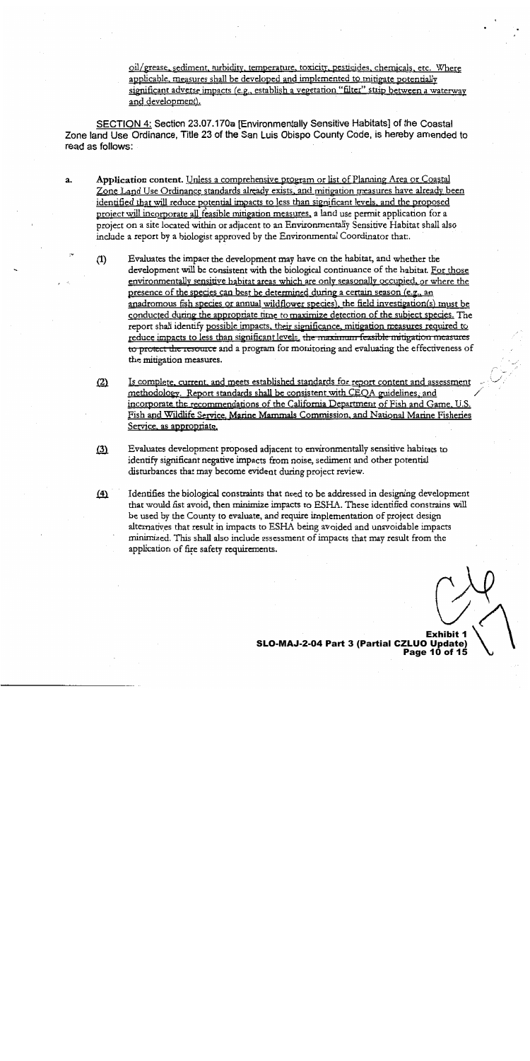oil/grease, sediment, turbidity, temperature, toxicity, pesticides, chemicals, etc. Where applicable, measures shall be developed and implemented to mitigate potentially significant adverse impacts (e.g., establish a vegetation "filter" strip between a waterway and development).

SECTION 4: Section 23.07.170a [Environmentally Sensitive Habitats] of the Coastal Zone land Use Ordinance, Title 23 of the San Luis Obispo County Code, is hereby amended to read as follows:

a. **Application content.** Unless a comprehensive program or list of Planning Area or Coastal Zone Land Use Ordinance standards already exists, and mitigation measures have already been identified that will reduce potential impacts to less than significant levels, and the proposed project will incorporate all feasible mitigation measures, a land use permit application for a project on a site located within or adjacent to an Environmentally Sensitive Habitat shall also include a report by a biologist approved by the Environmental Coordinator that:

(1) Evaluates the impact the development may have on the habitat, and whether the development will be consistent with the biological continuance of the habitat. For those environmentally sensitive habitat areas which are only seasonally occupied, or where the presence of the species can best be determined during a certain season (e.g., an anadromous fish species or annual wildflower species), the field investigation(s) must be conducted during the appropriate time to maximize detection of the subject species. The report shall identify possible impacts, their significance, mitigation measures required to reduce impacts to less than significant levels, ~~the maximum feasible mitigation measures to protect the resource~~ and a program for monitoring and evaluating the effectiveness of the mitigation measures.

(2) Is complete, current, and meets established standards for report content and assessment methodology. Report standards shall be consistent with CEQA guidelines, and incorporate the recommendations of the California Department of Fish and Game, U.S. Fish and Wildlife Service, Marine Mammals Commission, and National Marine Fisheries Service, as appropriate.

(3) Evaluates development proposed adjacent to environmentally sensitive habitats to identify significant negative impacts from noise, sediment and other potential disturbances that may become evident during project review.

(4) Identifies the biological constraints that need to be addressed in designing development that would fist avoid, then minimize impacts to ESHA. These identified constrains will be used by the County to evaluate, and require implementation of project design alternatives that result in impacts to ESHA being avoided and unavoidable impacts minimized. This shall also include assessment of impacts that may result from the application of fire safety requirements.

**Exhibit 1**
**SLO-MAJ-2-04 Part 3 (Partial CZLUO Update)**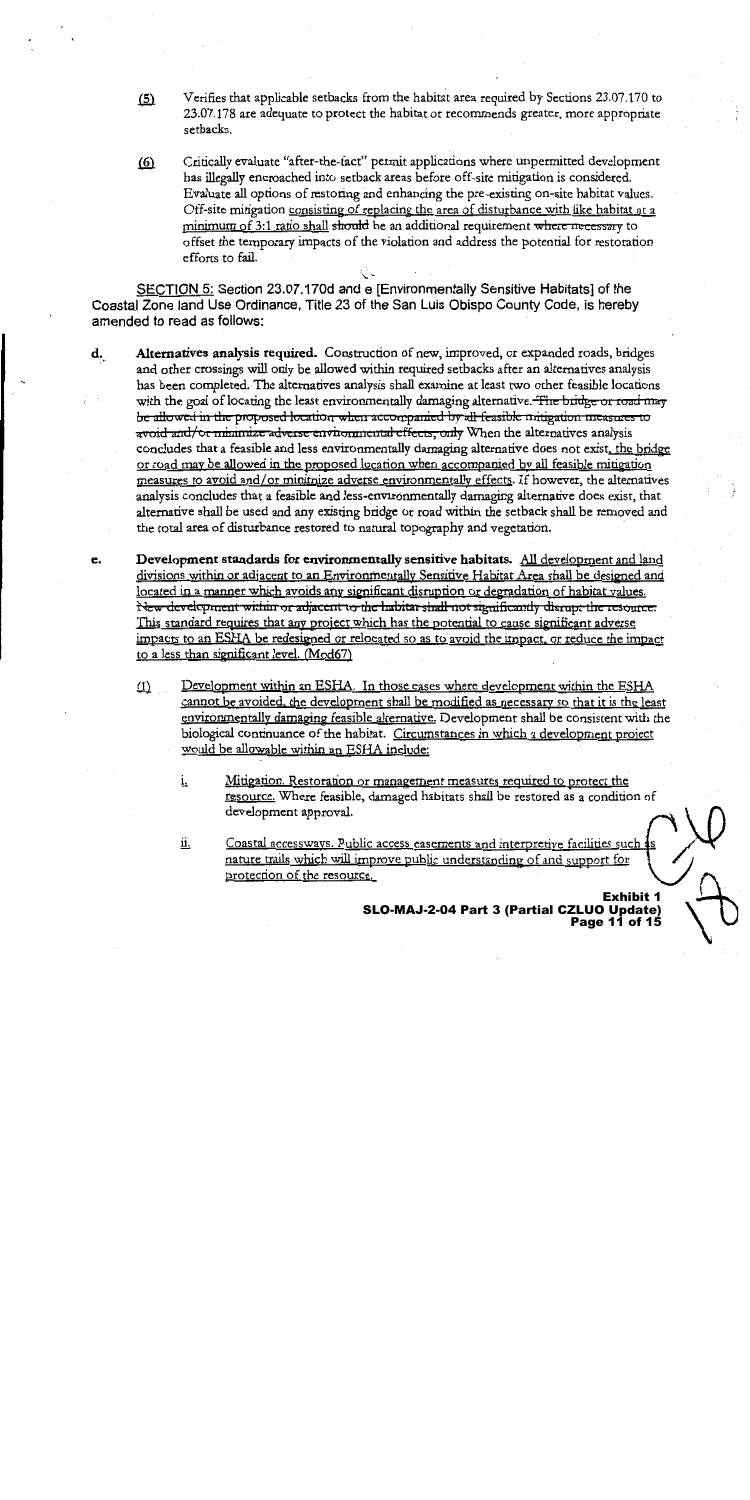(5) Verifies that applicable setbacks from the habitat area required by Sections 23.07.170 to 23.07.178 are adequate to protect the habitat or recommends greater, more appropriate setbacks.

(6) Critically evaluate "after-the-fact" permit applications where unpermitted development has illegally encroached into setback areas before off-site mitigation is considered. Evaluate all options of restoring and enhancing the pre-existing on-site habitat values. Off-site mitigation consisting of replacing the area of disturbance with like habitat at a minimum of 3:1 ratio shall ~~should~~ be an additional requirement ~~where necessary~~ to offset the temporary impacts of the violation and address the potential for restoration efforts to fail.

SECTION 5: Section 23.07.170d and e [Environmentally Sensitive Habitats] of the Coastal Zone land Use Ordinance, Title 23 of the San Luis Obispo County Code, is hereby amended to read as follows:

**d. Alternatives analysis required.** Construction of new, improved, or expanded roads, bridges and other crossings will only be allowed within required setbacks after an alternatives analysis has been completed. The alternatives analysis shall examine at least two other feasible locations with the goal of locating the least environmentally damaging alternative. ~~The bridge or road may be allowed in the proposed location when accompanied by all feasible mitigation measures to avoid and/or minimize adverse environmental effects, only~~ When the alternatives analysis concludes that a feasible and less environmentally damaging alternative does not exist, the bridge or road may be allowed in the proposed location when accompanied by all feasible mitigation measures to avoid and/or minimize adverse environmental effects. If however, the alternatives analysis concludes that a feasible and less-environmentally damaging alternative does exist, that alternative shall be used and any existing bridge or road within the setback shall be removed and the total area of disturbance restored to natural topography and vegetation.

**e. Development standards for environmentally sensitive habitats.** All development and land divisions within or adjacent to an Environmentally Sensitive Habitat Area shall be designed and located in a manner which avoids any significant disruption or degradation of habitat values. ~~New development within or adjacent to the habitat shall not significantly disrupt the resource.~~ This standard requires that any project which has the potential to cause significant adverse impacts to an ESHA be redesigned or relocated so as to avoid the impact, or reduce the impact to a less than significant level. (Mod67)

(1) Development within an ESHA. In those cases where development within the ESHA cannot be avoided, the development shall be modified as necessary so that it is the least environmentally damaging feasible alternative. Development shall be consistent with the biological continuance of the habitat. Circumstances in which a development project would be allowable within an ESHA include:

i. Mitigation. Restoration or management measures required to protect the resource. Where feasible, damaged habitats shall be restored as a condition of development approval.

ii. Coastal accessways. Public access easements and interpretive facilities such as nature trails which will improve public understanding of and support for protection of the resource.

Exhibit 1
SLO-MAJ-2-04 Part 3 (Partial CZLUO Update)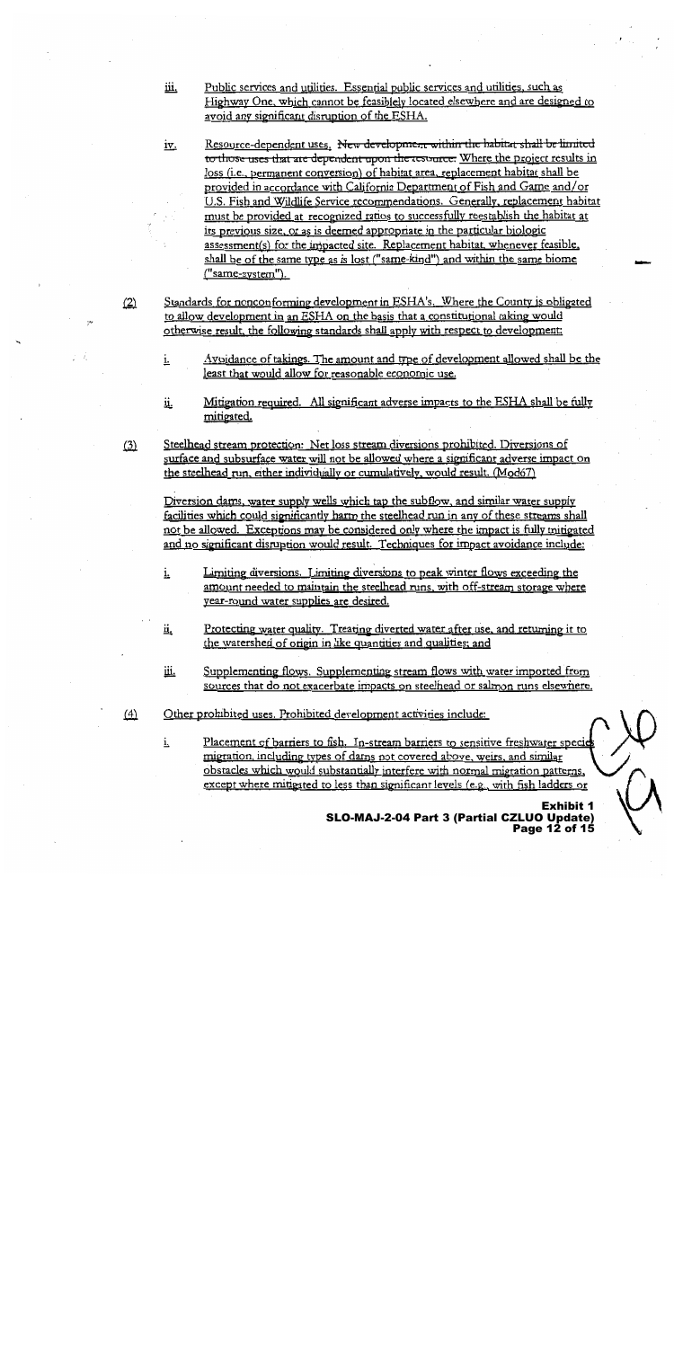iii. Public services and utilities. Essential public services and utilities, such as Highway One, which cannot be feasibly located elsewhere and are designed to avoid any significant disruption of the ESHA.

iv. Resource-dependent uses. ~~New development within the habitat shall be limited to those uses that are dependent upon the resource.~~ Where the project results in loss (i.e., permanent conversion) of habitat area, replacement habitat shall be provided in accordance with California Department of Fish and Game and/or U.S. Fish and Wildlife Service recommendations. Generally, replacement habitat must be provided at recognized ratios to successfully reestablish the habitat at its previous size, or as is deemed appropriate in the particular biologic assessment(s) for the impacted site. Replacement habitat, whenever feasible, shall be of the same type as is lost ("same-kind") and within the same biome ("same-system").

(2) Standards for nonconforming development in ESHA's. Where the County is obligated to allow development in an ESHA on the basis that a constitutional taking would otherwise result, the following standards shall apply with respect to development:

i. Avoidance of takings. The amount and type of development allowed shall be the least that would allow for reasonable economic use.

ii. Mitigation required. All significant adverse impacts to the ESHA shall be fully mitigated.

(3) Steelhead stream protection: Net loss stream diversions prohibited. Diversions of surface and subsurface water will not be allowed where a significant adverse impact on the steelhead run, either individually or cumulatively, would result. (Mod67)

Diversion dams, water supply wells which tap the subflow, and similar water supply facilities which could significantly harm the steelhead run in any of these streams shall not be allowed. Exceptions may be considered only where the impact is fully mitigated and no significant disruption would result. Techniques for impact avoidance include:

i. Limiting diversions. Limiting diversions to peak winter flows exceeding the amount needed to maintain the steelhead runs, with off-stream storage where year-round water supplies are desired.

ii. Protecting water quality. Treating diverted water after use, and returning it to the watershed of origin in like quantities and qualities; and

iii. Supplementing flows. Supplementing stream flows with water imported from sources that do not exacerbate impacts on steelhead or salmon runs elsewhere.

(4) Other prohibited uses. Prohibited development activities include:

i. Placement of barriers to fish. In-stream barriers to sensitive freshwater species migration, including types of dams not covered above, weirs, and similar obstacles which would substantially interfere with normal migration patterns, except where mitigated to less than significant levels (e.g., with fish ladders or

**Exhibit 1**
**SLO-MAJ-2-04 Part 3 (Partial CZLUO Update)**
**Page 12 of 15**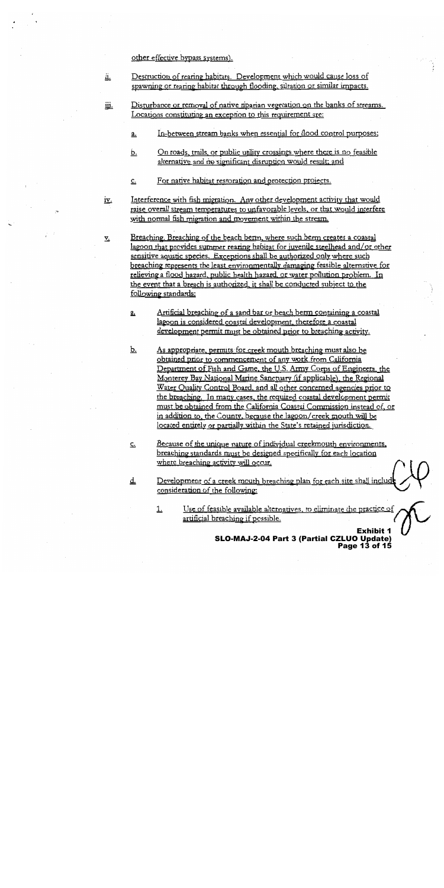other effective bypass systems).

ii. Destruction of rearing habitats. Development which would cause loss of spawning or rearing habitat through flooding, siltation or similar impacts.

iii. Disturbance or removal of native riparian vegetation on the banks of streams. Locations constituting an exception to this requirement are:

   a. In-between stream banks when essential for flood control purposes;

   b. On roads, trails, or public utility crossings where there is no feasible alternative and no significant disruption would result; and

   c. For native habitat restoration and protection projects.

iv. Interference with fish migration. Any other development activity that would raise overall stream temperatures to unfavorable levels, or that would interfere with normal fish migration and movement within the stream.

v. Breaching. Breaching of the beach berm, where such berm creates a coastal lagoon that provides summer rearing habitat for juvenile steelhead and/or other sensitive aquatic species. Exceptions shall be authorized only where such breaching represents the least environmentally damaging feasible alternative for relieving a flood hazard, public health hazard, or water pollution problem. In the event that a breach is authorized, it shall be conducted subject to the following standards:

   a. Artificial breaching of a sand bar or beach berm containing a coastal lagoon is considered coastal development, therefore a coastal development permit must be obtained prior to breaching activity.

   b. As appropriate, permits for creek mouth breaching must also be obtained prior to commencement of any work from California Department of Fish and Game, the U.S. Army Corps of Engineers, the Monterey Bay National Marine Sanctuary (if applicable), the Regional Water Quality Control Board, and all other concerned agencies prior to the breaching. In many cases, the required coastal development permit must be obtained from the California Coastal Commission instead of, or in addition to, the County, because the lagoon/creek mouth will be located entirely or partially within the State's retained jurisdiction.

   c. Because of the unique nature of individual creekmouth environments, breaching standards must be designed specifically for each location where breaching activity will occur.

   d. Development of a creek mouth breaching plan for each site shall include consideration of the following:

      1. Use of feasible available alternatives, to eliminate the practice of artificial breaching if possible.

**Exhibit 1**
**SLO-MAJ-2-04 Part 3 (Partial CZLUO Update)**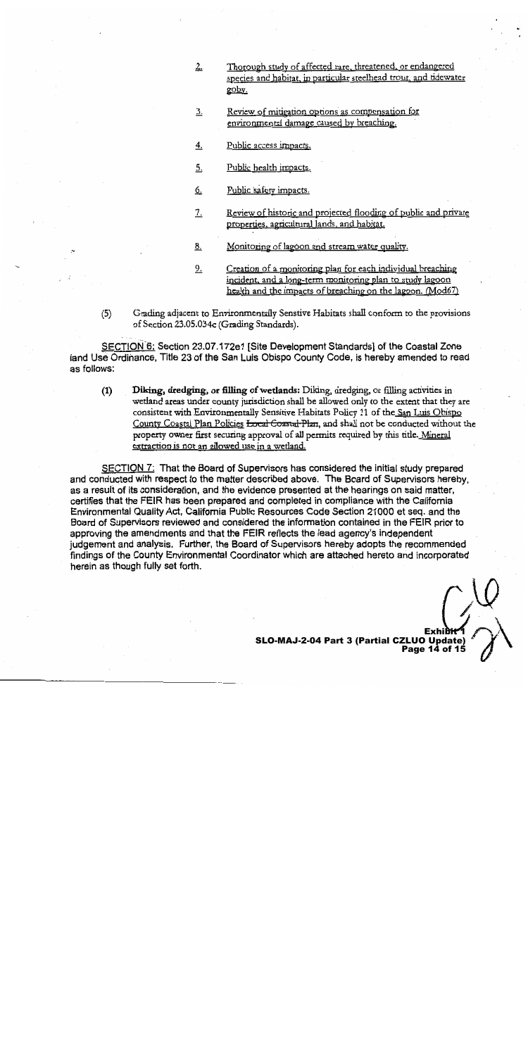2. Thorough study of affected rare, threatened, or endangered species and habitat, in particular steelhead trout, and tidewater goby.

3. Review of mitigation options as compensation for environmental damage caused by breaching.

4. Public access impacts.

5. Public health impacts.

6. Public safety impacts.

7. Review of historic and projected flooding of public and private properties, agricultural lands, and habitat.

8. Monitoring of lagoon and stream water quality.

9. Creation of a monitoring plan for each individual breaching incident, and a long-term monitoring plan to study lagoon health and the impacts of breaching on the lagoon. (Mod67)

(5) Grading adjacent to Environmentally Sensitive Habitats shall conform to the provisions of Section 23.05.034c (Grading Standards).

SECTION 6: Section 23.07.172e1 [Site Development Standards] of the Coastal Zone land Use Ordinance, Title 23 of the San Luis Obispo County Code, is hereby amended to read as follows:

(1) **Diking, dredging, or filling of wetlands:** Diking, dredging, or filling activities in wetland areas under county jurisdiction shall be allowed only to the extent that they are consistent with Environmentally Sensitive Habitats Policy 11 of the San Luis Obispo County Coastal Plan Policies ~~Local Coastal Plan~~, and shall not be conducted without the property owner first securing approval of all permits required by this title. Mineral extraction is not an allowed use in a wetland.

SECTION 7: That the Board of Supervisors has considered the initial study prepared and conducted with respect to the matter described above. The Board of Supervisors hereby, as a result of its consideration, and the evidence presented at the hearings on said matter, certifies that the FEIR has been prepared and completed in compliance with the California Environmental Quality Act, California Public Resources Code Section 21000 et seq. and the Board of Supervisors reviewed and considered the information contained in the FEIR prior to approving the amendments and that the FEIR reflects the lead agency's independent judgement and analysis. Further, the Board of Supervisors hereby adopts the recommended findings of the County Environmental Coordinator which are attached hereto and incorporated herein as though fully set forth.

**Exhibit 1**
**SLO-MAJ-2-04 Part 3 (Partial CZLUO Update)**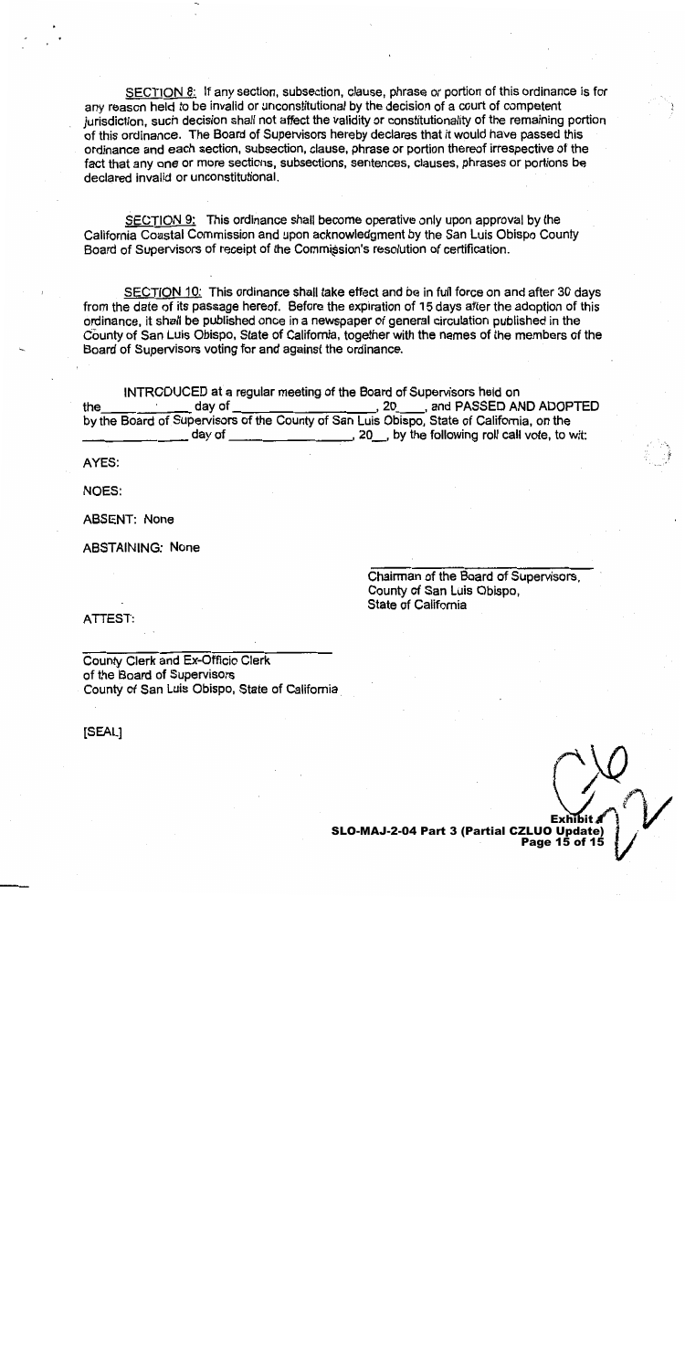SECTION 8: If any section, subsection, clause, phrase or portion of this ordinance is for any reason held to be invalid or unconstitutional by the decision of a court of competent jurisdiction, such decision shall not affect the validity or constitutionality of the remaining portion of this ordinance. The Board of Supervisors hereby declares that it would have passed this ordinance and each section, subsection, clause, phrase or portion thereof irrespective of the fact that any one or more sections, subsections, sentences, clauses, phrases or portions be declared invalid or unconstitutional.

SECTION 9: This ordinance shall become operative only upon approval by the California Coastal Commission and upon acknowledgment by the San Luis Obispo County Board of Supervisors of receipt of the Commission's resolution of certification.

SECTION 10: This ordinance shall take effect and be in full force on and after 30 days from the date of its passage hereof. Before the expiration of 15 days after the adoption of this ordinance, it shall be published once in a newspaper of general circulation published in the County of San Luis Obispo, State of California, together with the names of the members of the Board of Supervisors voting for and against the ordinance.

INTRODUCED at a regular meeting of the Board of Supervisors held on the \_\_\_\_\_\_\_\_ day of \_\_\_\_\_\_\_\_\_\_\_\_\_\_\_\_, 20\_\_\_\_, and PASSED AND ADOPTED by the Board of Supervisors of the County of San Luis Obispo, State of California, on the \_\_\_\_\_\_\_\_\_\_ day of \_\_\_\_\_\_\_\_\_\_\_\_\_\_\_\_, 20\_\_, by the following roll call vote, to wit:

AYES:

NOES:

ABSENT: None

ABSTAINING: None

\_\_\_\_\_\_\_\_\_\_\_\_\_\_\_\_\_\_\_\_\_\_\_\_\_\_\_\_\_\_

Chairman of the Board of Supervisors,
County of San Luis Obispo,
State of California

ATTEST:

\_\_\_\_\_\_\_\_\_\_\_\_\_\_\_\_\_\_\_\_\_\_\_\_\_\_\_\_\_\_

County Clerk and Ex-Officio Clerk
of the Board of Supervisors
County of San Luis Obispo, State of California

[SEAL]

**Exhibit A**
**SLO-MAJ-2-04 Part 3 (Partial CZLUO Update)**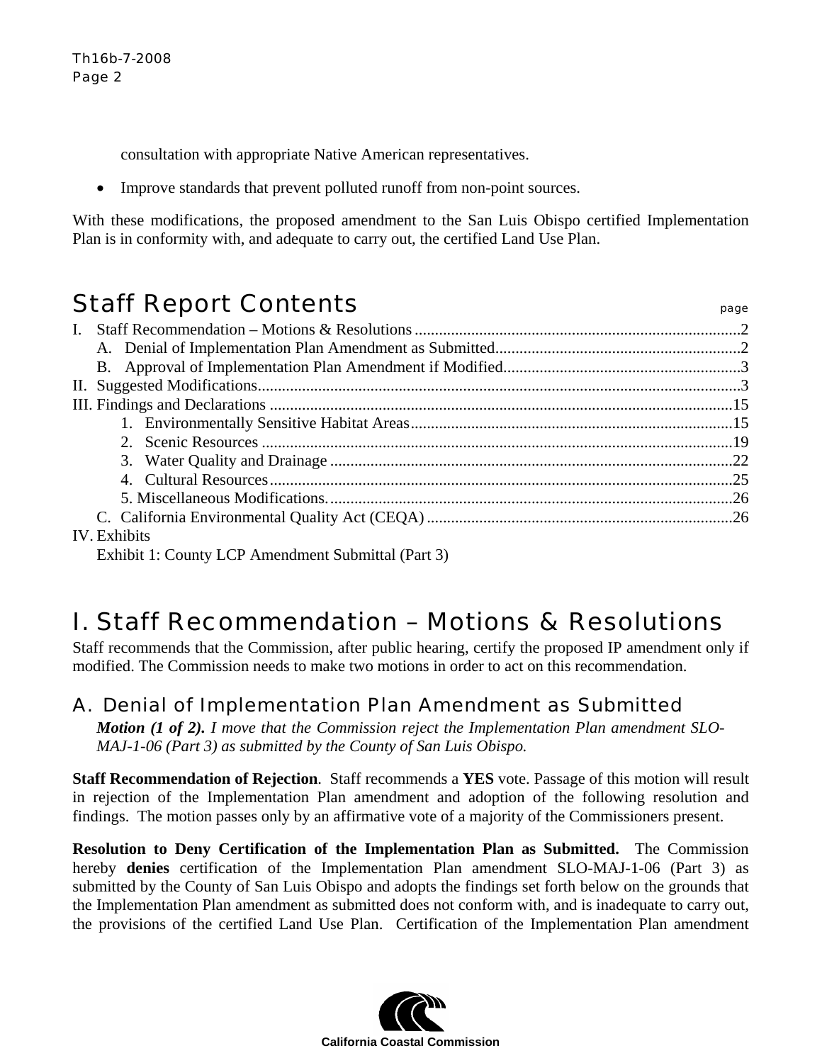consultation with appropriate Native American representatives.

- Improve standards that prevent polluted runoff from non-point sources.

With these modifications, the proposed amendment to the San Luis Obispo certified Implementation Plan is in conformity with, and adequate to carry out, the certified Land Use Plan.

## Staff Report Contents

| | page |
|---|---|
| I. Staff Recommendation – Motions & Resolutions | 2 |
| A. Denial of Implementation Plan Amendment as Submitted | 2 |
| B. Approval of Implementation Plan Amendment if Modified | 3 |
| II. Suggested Modifications | 3 |
| III. Findings and Declarations | 15 |
| 1. Environmentally Sensitive Habitat Areas | 15 |
| 2. Scenic Resources | 19 |
| 3. Water Quality and Drainage | 22 |
| 4. Cultural Resources | 25 |
| 5. Miscellaneous Modifications. | 26 |
| C. California Environmental Quality Act (CEQA) | 26 |
| IV. Exhibits | |
| Exhibit 1: County LCP Amendment Submittal (Part 3) | |

# I. Staff Recommendation – Motions & Resolutions

Staff recommends that the Commission, after public hearing, certify the proposed IP amendment only if modified. The Commission needs to make two motions in order to act on this recommendation.

## A. Denial of Implementation Plan Amendment as Submitted

***Motion (1 of 2).*** *I move that the Commission reject the Implementation Plan amendment SLO-MAJ-1-06 (Part 3) as submitted by the County of San Luis Obispo.*

**Staff Recommendation of Rejection**. Staff recommends a **YES** vote. Passage of this motion will result in rejection of the Implementation Plan amendment and adoption of the following resolution and findings. The motion passes only by an affirmative vote of a majority of the Commissioners present.

**Resolution to Deny Certification of the Implementation Plan as Submitted.** The Commission hereby **denies** certification of the Implementation Plan amendment SLO-MAJ-1-06 (Part 3) as submitted by the County of San Luis Obispo and adopts the findings set forth below on the grounds that the Implementation Plan amendment as submitted does not conform with, and is inadequate to carry out, the provisions of the certified Land Use Plan. Certification of the Implementation Plan amendment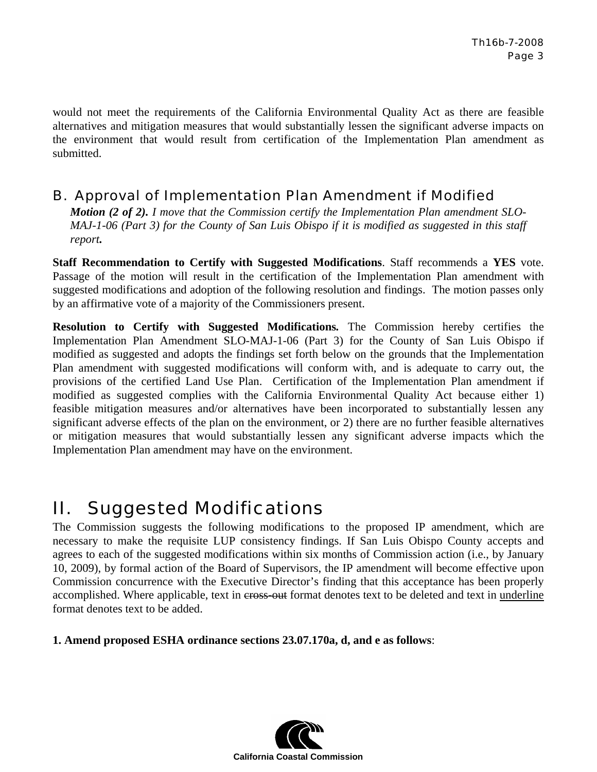would not meet the requirements of the California Environmental Quality Act as there are feasible alternatives and mitigation measures that would substantially lessen the significant adverse impacts on the environment that would result from certification of the Implementation Plan amendment as submitted.

## B. Approval of Implementation Plan Amendment if Modified

***Motion (2 of 2).*** *I move that the Commission certify the Implementation Plan amendment SLO-MAJ-1-06 (Part 3) for the County of San Luis Obispo if it is modified as suggested in this staff report**.***

**Staff Recommendation to Certify with Suggested Modifications**. Staff recommends a **YES** vote. Passage of the motion will result in the certification of the Implementation Plan amendment with suggested modifications and adoption of the following resolution and findings. The motion passes only by an affirmative vote of a majority of the Commissioners present.

**Resolution to Certify with Suggested Modifications.** The Commission hereby certifies the Implementation Plan Amendment SLO-MAJ-1-06 (Part 3) for the County of San Luis Obispo if modified as suggested and adopts the findings set forth below on the grounds that the Implementation Plan amendment with suggested modifications will conform with, and is adequate to carry out, the provisions of the certified Land Use Plan. Certification of the Implementation Plan amendment if modified as suggested complies with the California Environmental Quality Act because either 1) feasible mitigation measures and/or alternatives have been incorporated to substantially lessen any significant adverse effects of the plan on the environment, or 2) there are no further feasible alternatives or mitigation measures that would substantially lessen any significant adverse impacts which the Implementation Plan amendment may have on the environment.

# II. Suggested Modifications

The Commission suggests the following modifications to the proposed IP amendment, which are necessary to make the requisite LUP consistency findings. If San Luis Obispo County accepts and agrees to each of the suggested modifications within six months of Commission action (i.e., by January 10, 2009), by formal action of the Board of Supervisors, the IP amendment will become effective upon Commission concurrence with the Executive Director's finding that this acceptance has been properly accomplished. Where applicable, text in ~~cross-out~~ format denotes text to be deleted and text in <u>underline</u> format denotes text to be added.

**1. Amend proposed ESHA ordinance sections 23.07.170a, d, and e as follows**: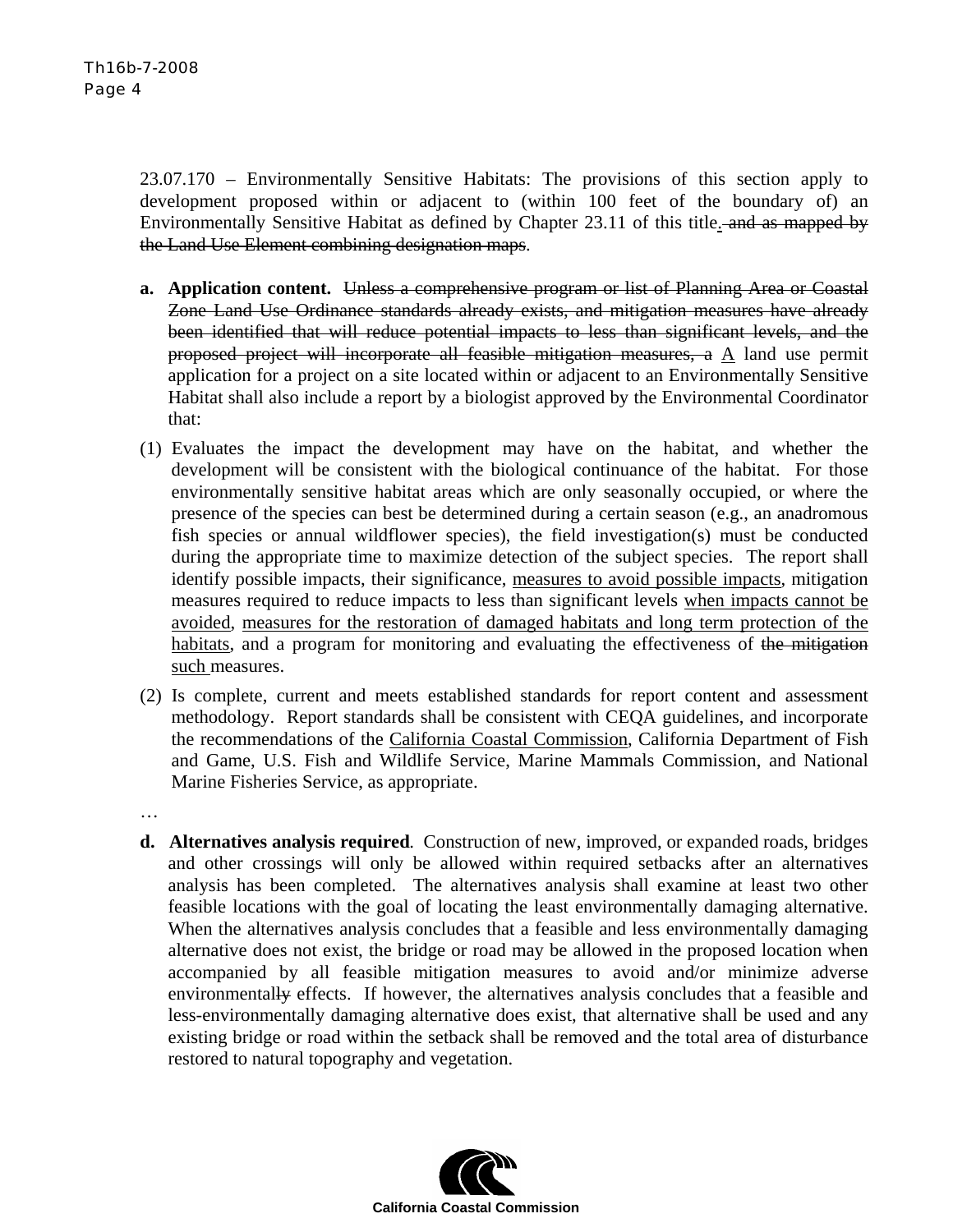23.07.170 – Environmentally Sensitive Habitats: The provisions of this section apply to development proposed within or adjacent to (within 100 feet of the boundary of) an Environmentally Sensitive Habitat as defined by Chapter 23.11 of this title<u>.</u>~~ and as mapped by the Land Use Element combining designation maps~~.

**a. Application content.** ~~Unless a comprehensive program or list of Planning Area or Coastal Zone Land Use Ordinance standards already exists, and mitigation measures have already been identified that will reduce potential impacts to less than significant levels, and the proposed project will incorporate all feasible mitigation measures, a~~ <u>A</u> land use permit application for a project on a site located within or adjacent to an Environmentally Sensitive Habitat shall also include a report by a biologist approved by the Environmental Coordinator that:

(1) Evaluates the impact the development may have on the habitat, and whether the development will be consistent with the biological continuance of the habitat. For those environmentally sensitive habitat areas which are only seasonally occupied, or where the presence of the species can best be determined during a certain season (e.g., an anadromous fish species or annual wildflower species), the field investigation(s) must be conducted during the appropriate time to maximize detection of the subject species. The report shall identify possible impacts, their significance, <u>measures to avoid possible impacts</u>, mitigation measures required to reduce impacts to less than significant levels <u>when impacts cannot be avoided</u>, <u>measures for the restoration of damaged habitats and long term protection of the habitats</u>, and a program for monitoring and evaluating the effectiveness of ~~the mitigation~~ <u>such</u> measures.

(2) Is complete, current and meets established standards for report content and assessment methodology. Report standards shall be consistent with CEQA guidelines, and incorporate the recommendations of the <u>California Coastal Commission</u>, California Department of Fish and Game, U.S. Fish and Wildlife Service, Marine Mammals Commission, and National Marine Fisheries Service, as appropriate.

…

**d. Alternatives analysis required**. Construction of new, improved, or expanded roads, bridges and other crossings will only be allowed within required setbacks after an alternatives analysis has been completed. The alternatives analysis shall examine at least two other feasible locations with the goal of locating the least environmentally damaging alternative. When the alternatives analysis concludes that a feasible and less environmentally damaging alternative does not exist, the bridge or road may be allowed in the proposed location when accompanied by all feasible mitigation measures to avoid and/or minimize adverse environmental~~ly~~ effects. If however, the alternatives analysis concludes that a feasible and less-environmentally damaging alternative does exist, that alternative shall be used and any existing bridge or road within the setback shall be removed and the total area of disturbance restored to natural topography and vegetation.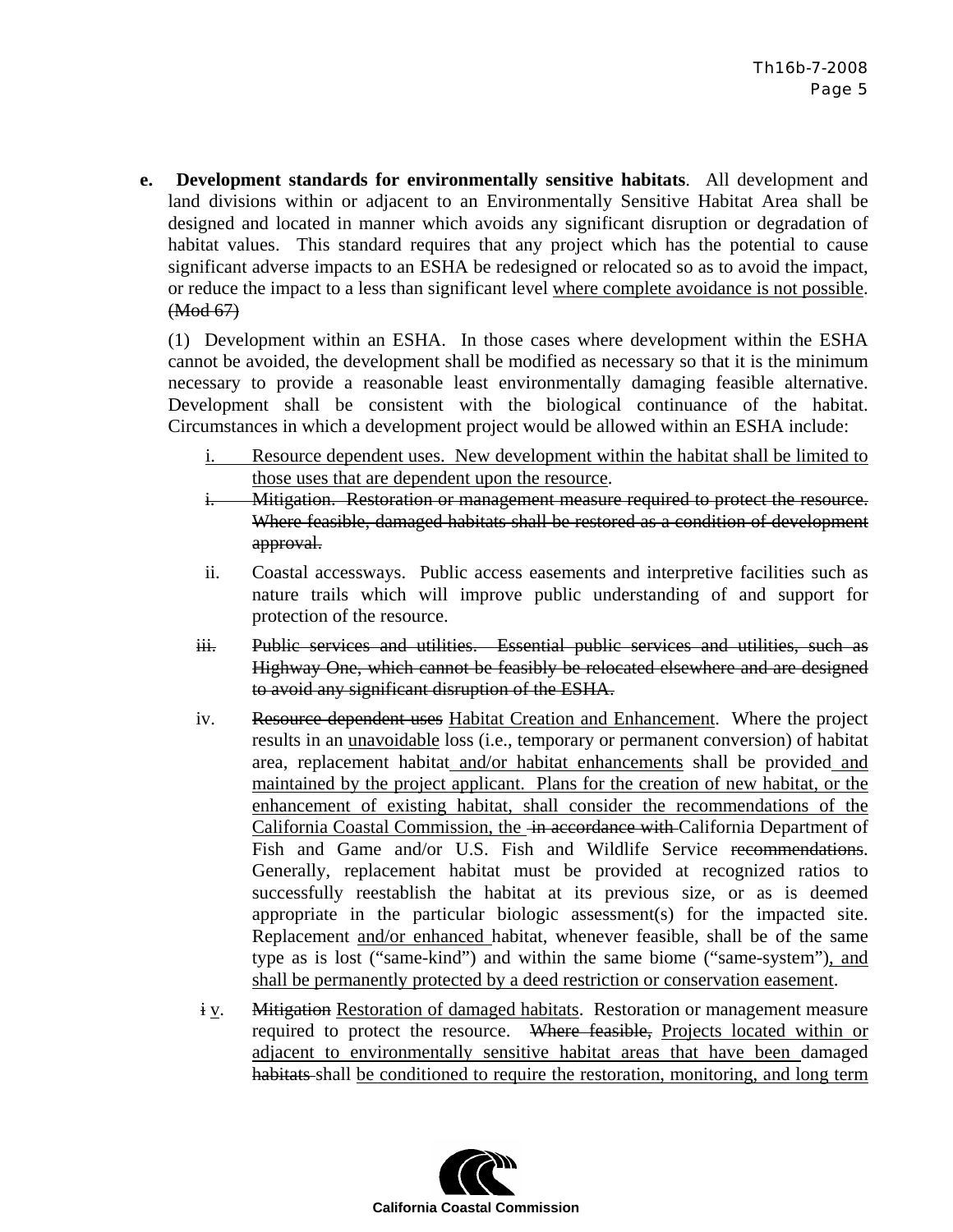**e. Development standards for environmentally sensitive habitats**. All development and land divisions within or adjacent to an Environmentally Sensitive Habitat Area shall be designed and located in manner which avoids any significant disruption or degradation of habitat values. This standard requires that any project which has the potential to cause significant adverse impacts to an ESHA be redesigned or relocated so as to avoid the impact, or reduce the impact to a less than significant level <u>where complete avoidance is not possible</u>. ~~(Mod 67)~~

(1) Development within an ESHA. In those cases where development within the ESHA cannot be avoided, the development shall be modified as necessary so that it is the minimum necessary to provide a reasonable least environmentally damaging feasible alternative. Development shall be consistent with the biological continuance of the habitat. Circumstances in which a development project would be allowed within an ESHA include:

<u>i. Resource dependent uses. New development within the habitat shall be limited to those uses that are dependent upon the resource</u>.

~~i. Mitigation. Restoration or management measure required to protect the resource. Where feasible, damaged habitats shall be restored as a condition of development approval.~~

ii. Coastal accessways. Public access easements and interpretive facilities such as nature trails which will improve public understanding of and support for protection of the resource.

~~iii. Public services and utilities. Essential public services and utilities, such as Highway One, which cannot be feasibly be relocated elsewhere and are designed to avoid any significant disruption of the ESHA.~~

iv. ~~Resource dependent uses~~ <u>Habitat Creation and Enhancement</u>. Where the project results in an <u>unavoidable</u> loss (i.e., temporary or permanent conversion) of habitat area, replacement habitat <u>and/or habitat enhancements</u> shall be provided <u>and maintained by the project applicant. Plans for the creation of new habitat, or the enhancement of existing habitat, shall consider the recommendations of the California Coastal Commission, the</u> ~~in accordance with~~ California Department of Fish and Game and/or U.S. Fish and Wildlife Service ~~recommendations~~. Generally, replacement habitat must be provided at recognized ratios to successfully reestablish the habitat at its previous size, or as is deemed appropriate in the particular biologic assessment(s) for the impacted site. Replacement <u>and/or enhanced</u> habitat, whenever feasible, shall be of the same type as is lost ("same-kind") and within the same biome ("same-system")<u>, and shall be permanently protected by a deed restriction or conservation easement</u>.

~~i~~ <u>v</u>. ~~Mitigation~~ <u>Restoration of damaged habitats</u>. Restoration or management measure required to protect the resource. ~~Where feasible,~~ <u>Projects located within or adjacent to environmentally sensitive habitat areas that have been</u> damaged ~~habitats~~ shall <u>be conditioned to require the restoration, monitoring, and long term</u>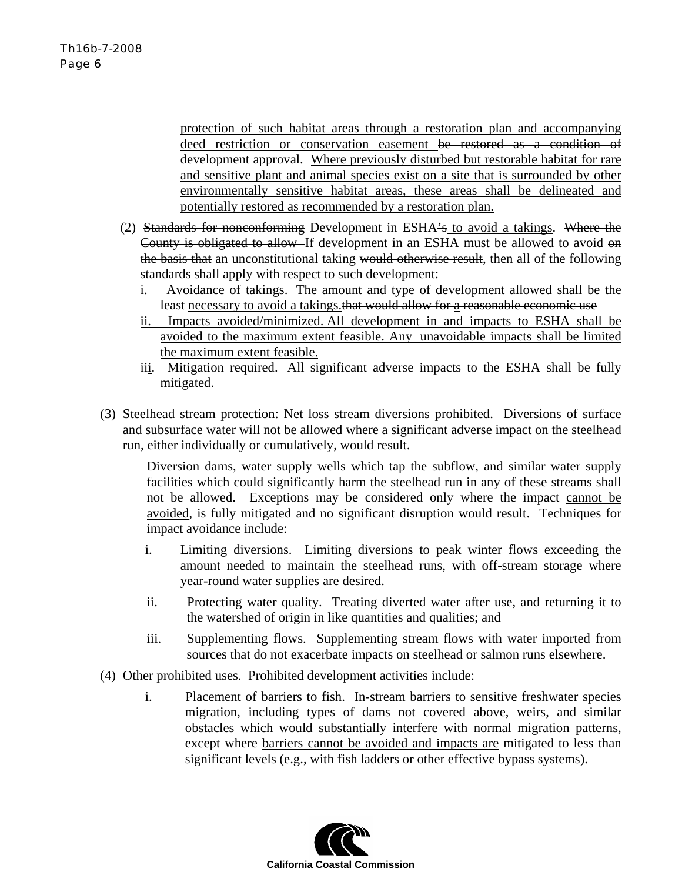protection of such habitat areas through a restoration plan and accompanying deed restriction or conservation easement ~~be restored as a condition of development approval~~. Where previously disturbed but restorable habitat for rare and sensitive plant and animal species exist on a site that is surrounded by other environmentally sensitive habitat areas, these areas shall be delineated and potentially restored as recommended by a restoration plan.

(2) ~~Standards for nonconforming~~ Development in ESHA~~'s~~ to avoid a takings. ~~Where the County is obligated to allow~~ If development in an ESHA must be allowed to avoid ~~on the basis that~~ an unconstitutional taking ~~would otherwise result~~, then all of the following standards shall apply with respect to such development:

i. Avoidance of takings. The amount and type of development allowed shall be the least necessary to avoid a takings.~~that would allow for a reasonable economic use~~

ii. Impacts avoided/minimized. All development in and impacts to ESHA shall be avoided to the maximum extent feasible. Any unavoidable impacts shall be limited the maximum extent feasible.

iii. Mitigation required. All ~~significant~~ adverse impacts to the ESHA shall be fully mitigated.

(3) Steelhead stream protection: Net loss stream diversions prohibited. Diversions of surface and subsurface water will not be allowed where a significant adverse impact on the steelhead run, either individually or cumulatively, would result.

Diversion dams, water supply wells which tap the subflow, and similar water supply facilities which could significantly harm the steelhead run in any of these streams shall not be allowed. Exceptions may be considered only where the impact cannot be avoided, is fully mitigated and no significant disruption would result. Techniques for impact avoidance include:

i. Limiting diversions. Limiting diversions to peak winter flows exceeding the amount needed to maintain the steelhead runs, with off-stream storage where year-round water supplies are desired.

ii. Protecting water quality. Treating diverted water after use, and returning it to the watershed of origin in like quantities and qualities; and

iii. Supplementing flows. Supplementing stream flows with water imported from sources that do not exacerbate impacts on steelhead or salmon runs elsewhere.

(4) Other prohibited uses. Prohibited development activities include:

i. Placement of barriers to fish. In-stream barriers to sensitive freshwater species migration, including types of dams not covered above, weirs, and similar obstacles which would substantially interfere with normal migration patterns, except where barriers cannot be avoided and impacts are mitigated to less than significant levels (e.g., with fish ladders or other effective bypass systems).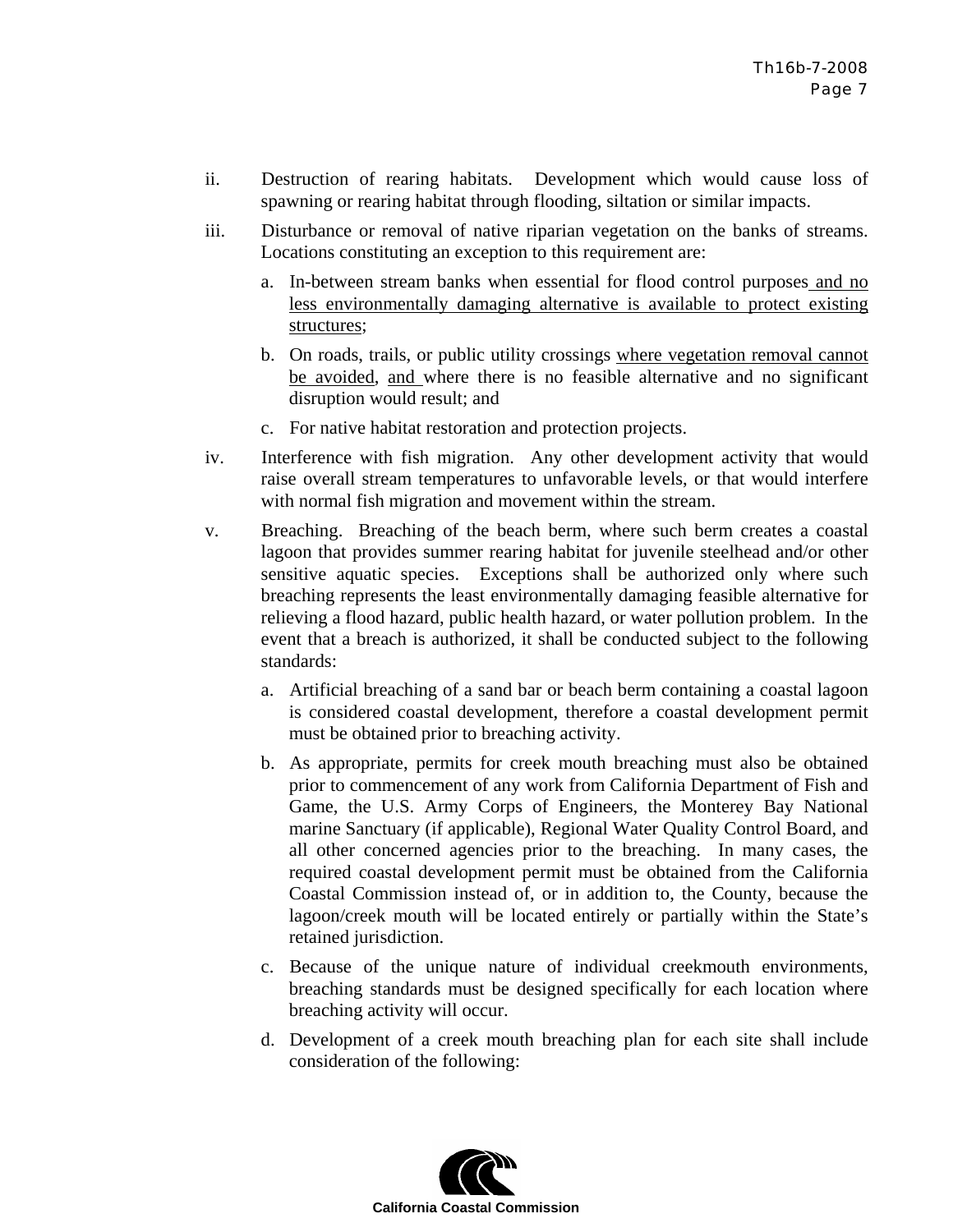ii. Destruction of rearing habitats. Development which would cause loss of spawning or rearing habitat through flooding, siltation or similar impacts.

iii. Disturbance or removal of native riparian vegetation on the banks of streams. Locations constituting an exception to this requirement are:

a. In-between stream banks when essential for flood control purposes <u>and no less environmentally damaging alternative is available to protect existing structures</u>;

b. On roads, trails, or public utility crossings <u>where vegetation removal cannot be avoided</u>, <u>and</u> where there is no feasible alternative and no significant disruption would result; and

c. For native habitat restoration and protection projects.

iv. Interference with fish migration. Any other development activity that would raise overall stream temperatures to unfavorable levels, or that would interfere with normal fish migration and movement within the stream.

v. Breaching. Breaching of the beach berm, where such berm creates a coastal lagoon that provides summer rearing habitat for juvenile steelhead and/or other sensitive aquatic species. Exceptions shall be authorized only where such breaching represents the least environmentally damaging feasible alternative for relieving a flood hazard, public health hazard, or water pollution problem. In the event that a breach is authorized, it shall be conducted subject to the following standards:

a. Artificial breaching of a sand bar or beach berm containing a coastal lagoon is considered coastal development, therefore a coastal development permit must be obtained prior to breaching activity.

b. As appropriate, permits for creek mouth breaching must also be obtained prior to commencement of any work from California Department of Fish and Game, the U.S. Army Corps of Engineers, the Monterey Bay National marine Sanctuary (if applicable), Regional Water Quality Control Board, and all other concerned agencies prior to the breaching. In many cases, the required coastal development permit must be obtained from the California Coastal Commission instead of, or in addition to, the County, because the lagoon/creek mouth will be located entirely or partially within the State's retained jurisdiction.

c. Because of the unique nature of individual creekmouth environments, breaching standards must be designed specifically for each location where breaching activity will occur.

d. Development of a creek mouth breaching plan for each site shall include consideration of the following: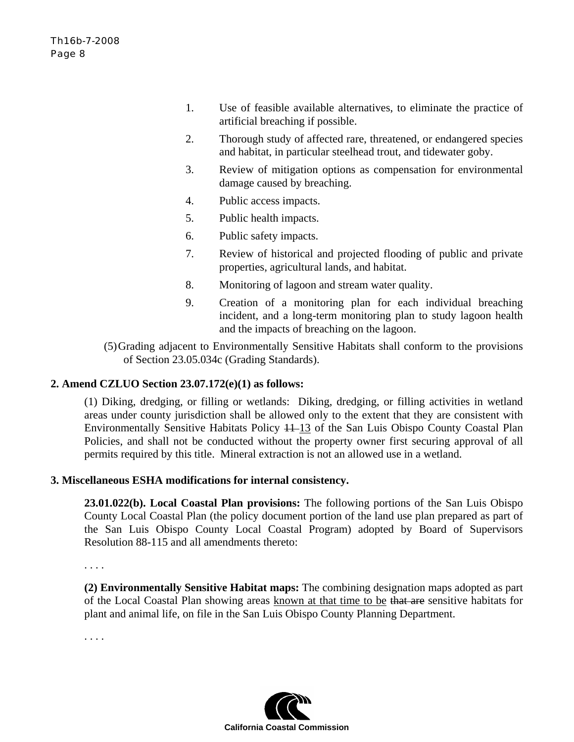1. Use of feasible available alternatives, to eliminate the practice of artificial breaching if possible.
2. Thorough study of affected rare, threatened, or endangered species and habitat, in particular steelhead trout, and tidewater goby.
3. Review of mitigation options as compensation for environmental damage caused by breaching.
4. Public access impacts.
5. Public health impacts.
6. Public safety impacts.
7. Review of historical and projected flooding of public and private properties, agricultural lands, and habitat.
8. Monitoring of lagoon and stream water quality.
9. Creation of a monitoring plan for each individual breaching incident, and a long-term monitoring plan to study lagoon health and the impacts of breaching on the lagoon.

(5) Grading adjacent to Environmentally Sensitive Habitats shall conform to the provisions of Section 23.05.034c (Grading Standards).

**2. Amend CZLUO Section 23.07.172(e)(1) as follows:**

(1) Diking, dredging, or filling or wetlands: Diking, dredging, or filling activities in wetland areas under county jurisdiction shall be allowed only to the extent that they are consistent with Environmentally Sensitive Habitats Policy ~~11~~ <u>13</u> of the San Luis Obispo County Coastal Plan Policies, and shall not be conducted without the property owner first securing approval of all permits required by this title. Mineral extraction is not an allowed use in a wetland.

**3. Miscellaneous ESHA modifications for internal consistency.**

**23.01.022(b). Local Coastal Plan provisions:** The following portions of the San Luis Obispo County Local Coastal Plan (the policy document portion of the land use plan prepared as part of the San Luis Obispo County Local Coastal Program) adopted by Board of Supervisors Resolution 88-115 and all amendments thereto:

. . . .

**(2) Environmentally Sensitive Habitat maps:** The combining designation maps adopted as part of the Local Coastal Plan showing areas <u>known at that time to be</u> ~~that are~~ sensitive habitats for plant and animal life, on file in the San Luis Obispo County Planning Department.

. . . .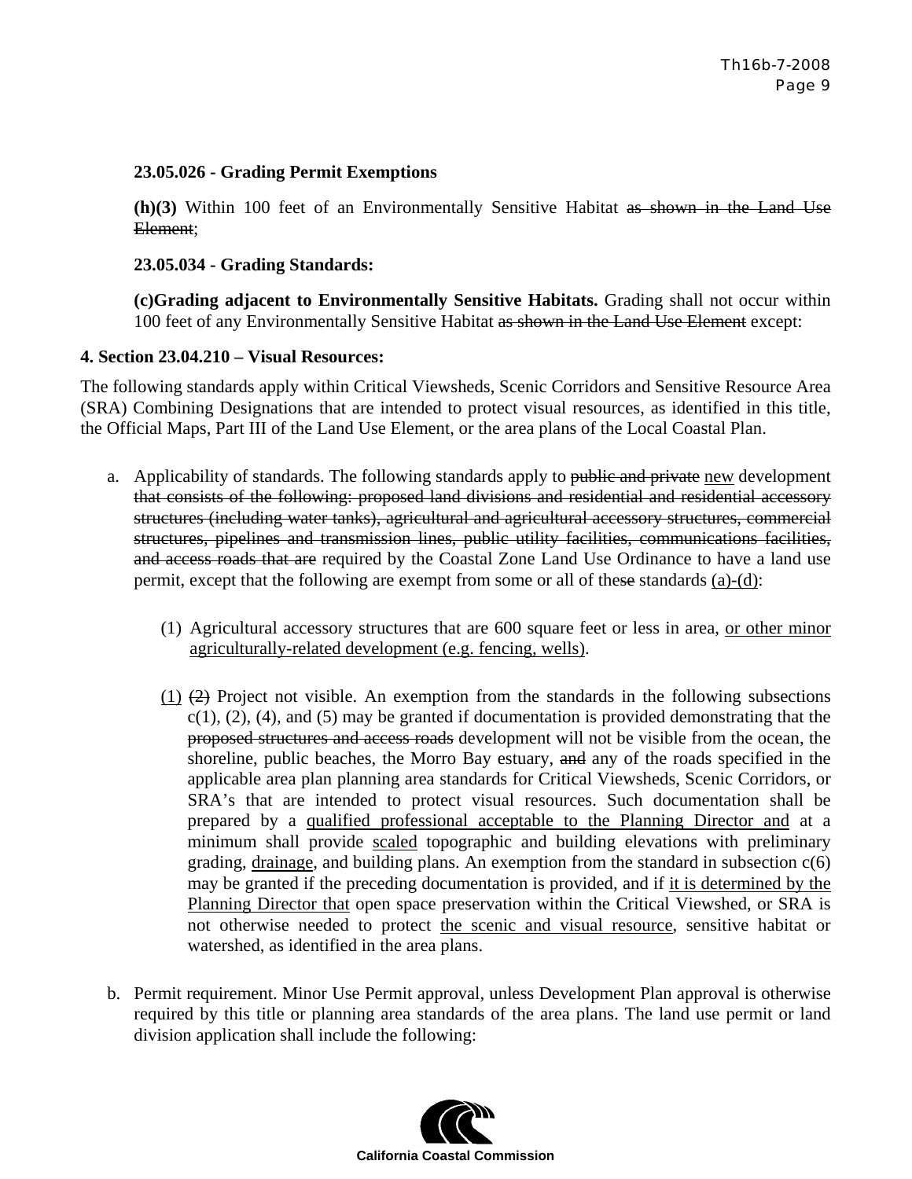**23.05.026 - Grading Permit Exemptions**

**(h)(3)** Within 100 feet of an Environmentally Sensitive Habitat ~~as shown in the Land Use Element~~;

**23.05.034 - Grading Standards:**

**(c)Grading adjacent to Environmentally Sensitive Habitats.** Grading shall not occur within 100 feet of any Environmentally Sensitive Habitat ~~as shown in the Land Use Element~~ except:

**4. Section 23.04.210 – Visual Resources:**

The following standards apply within Critical Viewsheds, Scenic Corridors and Sensitive Resource Area (SRA) Combining Designations that are intended to protect visual resources, as identified in this title, the Official Maps, Part III of the Land Use Element, or the area plans of the Local Coastal Plan.

a. Applicability of standards. The following standards apply to ~~public and private~~ <u>new</u> development ~~that consists of the following: proposed land divisions and residential and residential accessory structures (including water tanks), agricultural and agricultural accessory structures, commercial structures, pipelines and transmission lines, public utility facilities, communications facilities, and access roads that are~~ required by the Coastal Zone Land Use Ordinance to have a land use permit, except that the following are exempt from some or all of the~~se~~ standards <u>(a)-(d)</u>:

   (1) Agricultural accessory structures that are 600 square feet or less in area, <u>or other minor agriculturally-related development (e.g. fencing, wells)</u>.

   <u>(1)</u> ~~(2)~~ Project not visible. An exemption from the standards in the following subsections c(1), (2), (4), and (5) may be granted if documentation is provided demonstrating that the ~~proposed structures and access roads~~ development will not be visible from the ocean, the shoreline, public beaches, the Morro Bay estuary, ~~and~~ any of the roads specified in the applicable area plan planning area standards for Critical Viewsheds, Scenic Corridors, or SRA's that are intended to protect visual resources. Such documentation shall be prepared by a <u>qualified professional acceptable to the Planning Director and</u> at a minimum shall provide <u>scaled</u> topographic and building elevations with preliminary grading, <u>drainage</u>, and building plans. An exemption from the standard in subsection c(6) may be granted if the preceding documentation is provided, and if <u>it is determined by the Planning Director that</u> open space preservation within the Critical Viewshed, or SRA is not otherwise needed to protect <u>the scenic and visual resource</u>, sensitive habitat or watershed, as identified in the area plans.

b. Permit requirement. Minor Use Permit approval, unless Development Plan approval is otherwise required by this title or planning area standards of the area plans. The land use permit or land division application shall include the following: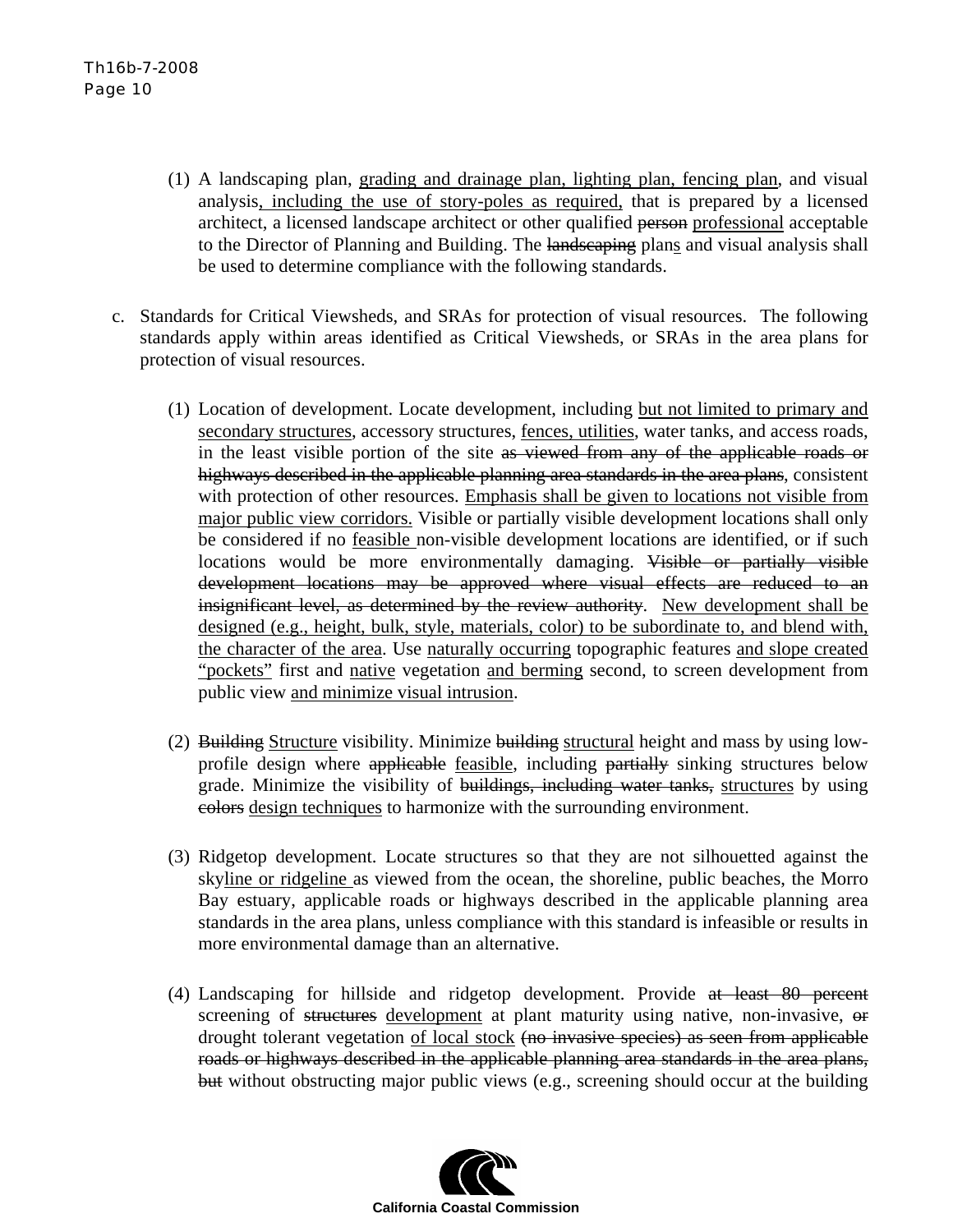(1) A landscaping plan, <u>grading and drainage plan, lighting plan, fencing plan</u>, and visual analysis<u>, including the use of story-poles as required,</u> that is prepared by a licensed architect, a licensed landscape architect or other qualified ~~person~~ <u>professional</u> acceptable to the Director of Planning and Building. The ~~landscaping~~ plan<u>s</u> and visual analysis shall be used to determine compliance with the following standards.

c. Standards for Critical Viewsheds, and SRAs for protection of visual resources. The following standards apply within areas identified as Critical Viewsheds, or SRAs in the area plans for protection of visual resources.

(1) Location of development. Locate development, including <u>but not limited to primary and secondary structures</u>, accessory structures, <u>fences, utilities</u>, water tanks, and access roads, in the least visible portion of the site ~~as viewed from any of the applicable roads or highways described in the applicable planning area standards in the area plans~~, consistent with protection of other resources. <u>Emphasis shall be given to locations not visible from major public view corridors.</u> Visible or partially visible development locations shall only be considered if no <u>feasible</u> non-visible development locations are identified, or if such locations would be more environmentally damaging. ~~Visible or partially visible development locations may be approved where visual effects are reduced to an insignificant level, as determined by the review authority~~. <u>New development shall be designed (e.g., height, bulk, style, materials, color) to be subordinate to, and blend with, the character of the area</u>. Use <u>naturally occurring</u> topographic features <u>and slope created "pockets"</u> first and <u>native</u> vegetation <u>and berming</u> second, to screen development from public view <u>and minimize visual intrusion</u>.

(2) ~~Building~~ <u>Structure</u> visibility. Minimize ~~building~~ <u>structural</u> height and mass by using low-profile design where ~~applicable~~ <u>feasible</u>, including ~~partially~~ sinking structures below grade. Minimize the visibility of ~~buildings, including water tanks,~~ <u>structures</u> by using ~~colors~~ <u>design techniques</u> to harmonize with the surrounding environment.

(3) Ridgetop development. Locate structures so that they are not silhouetted against the sky<u>line or ridgeline</u> as viewed from the ocean, the shoreline, public beaches, the Morro Bay estuary, applicable roads or highways described in the applicable planning area standards in the area plans, unless compliance with this standard is infeasible or results in more environmental damage than an alternative.

(4) Landscaping for hillside and ridgetop development. Provide ~~at least 80 percent~~ screening of ~~structures~~ <u>development</u> at plant maturity using native, non-invasive, ~~or~~ drought tolerant vegetation <u>of local stock</u> ~~(no invasive species) as seen from applicable roads or highways described in the applicable planning area standards in the area plans, but~~ without obstructing major public views (e.g., screening should occur at the building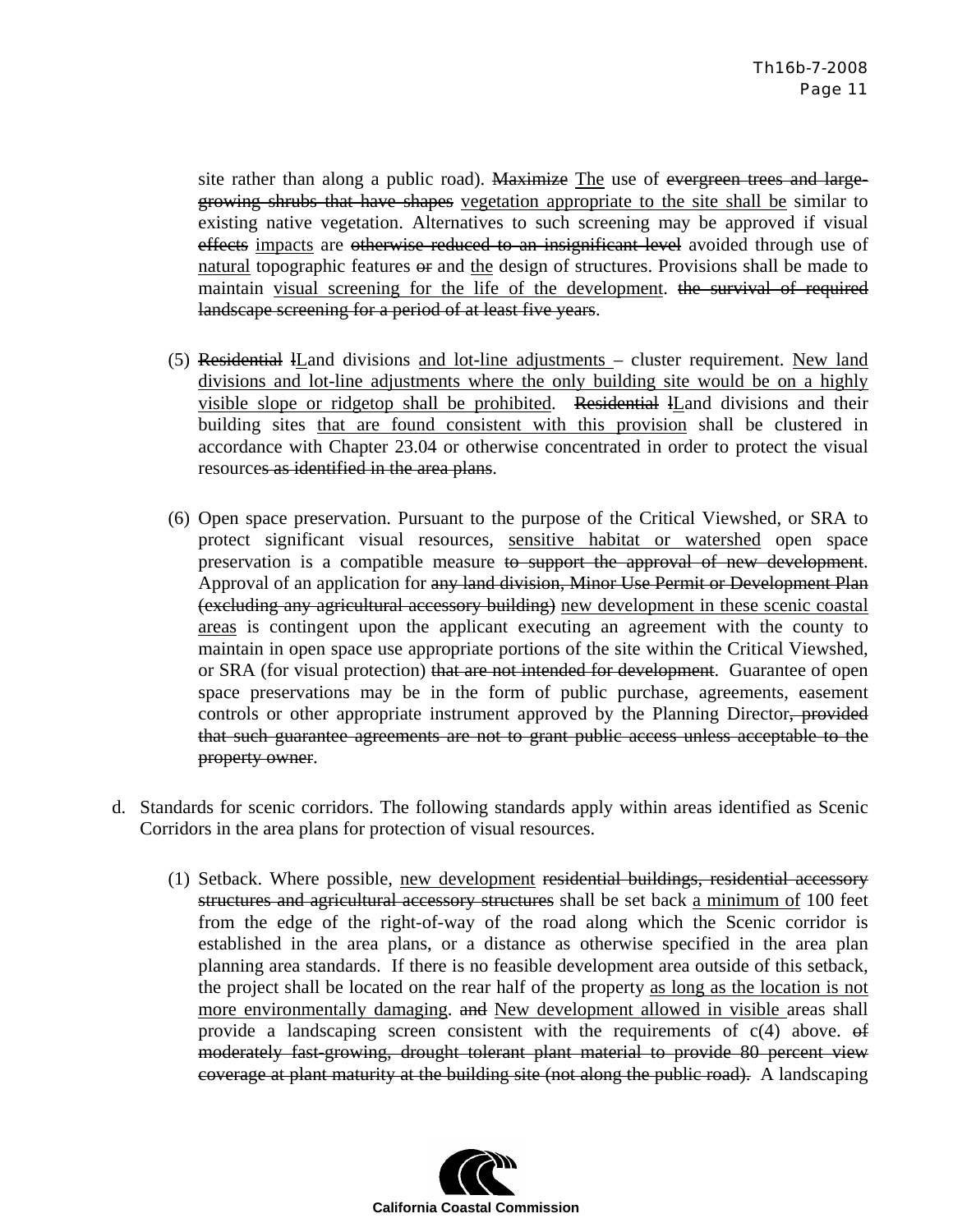site rather than along a public road). ~~Maximize~~ <u>The</u> use of ~~evergreen trees and large-growing shrubs that have shapes~~ <u>vegetation appropriate to the site shall be</u> similar to existing native vegetation. Alternatives to such screening may be approved if visual ~~effects~~ <u>impacts</u> are ~~otherwise reduced to an insignificant level~~ avoided through use of <u>natural</u> topographic features ~~or~~ and <u>the</u> design of structures. Provisions shall be made to maintain <u>visual screening for the life of the development</u>. ~~the survival of required landscape screening for a period of at least five years~~.

(5) ~~Residential~~ ~~l~~<u>L</u>and divisions <u>and lot-line adjustments</u> – cluster requirement. <u>New land divisions and lot-line adjustments where the only building site would be on a highly visible slope or ridgetop shall be prohibited</u>. ~~Residential~~ ~~l~~<u>L</u>and divisions and their building sites <u>that are found consistent with this provision</u> shall be clustered in accordance with Chapter 23.04 or otherwise concentrated in order to protect the visual resource~~s as identified in the area plans~~.

(6) Open space preservation. Pursuant to the purpose of the Critical Viewshed, or SRA to protect significant visual resources, <u>sensitive habitat or watershed</u> open space preservation is a compatible measure ~~to support the approval of new development~~. Approval of an application for ~~any land division, Minor Use Permit or Development Plan (excluding any agricultural accessory building)~~ <u>new development in these scenic coastal areas</u> is contingent upon the applicant executing an agreement with the county to maintain in open space use appropriate portions of the site within the Critical Viewshed, or SRA (for visual protection) ~~that are not intended for development~~. Guarantee of open space preservations may be in the form of public purchase, agreements, easement controls or other appropriate instrument approved by the Planning Director~~, provided that such guarantee agreements are not to grant public access unless acceptable to the property owner~~.

d. Standards for scenic corridors. The following standards apply within areas identified as Scenic Corridors in the area plans for protection of visual resources.

(1) Setback. Where possible, <u>new development</u> ~~residential buildings, residential accessory structures and agricultural accessory structures~~ shall be set back <u>a minimum of</u> 100 feet from the edge of the right-of-way of the road along which the Scenic corridor is established in the area plans, or a distance as otherwise specified in the area plan planning area standards. If there is no feasible development area outside of this setback, the project shall be located on the rear half of the property <u>as long as the location is not more environmentally damaging</u>. ~~and~~ <u>New development allowed in visible</u> areas shall provide a landscaping screen consistent with the requirements of c(4) above. ~~of moderately fast-growing, drought tolerant plant material to provide 80 percent view coverage at plant maturity at the building site (not along the public road).~~ A landscaping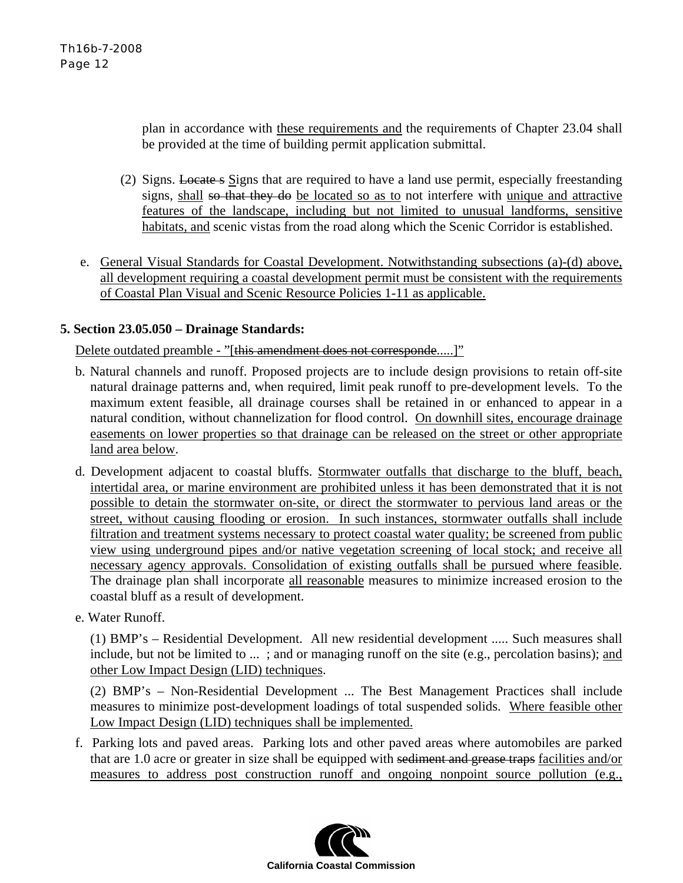plan in accordance with <u>these requirements and</u> the requirements of Chapter 23.04 shall be provided at the time of building permit application submittal.

(2) Signs. ~~Locate s~~ <u>S</u>igns that are required to have a land use permit, especially freestanding signs, <u>shall</u> ~~so that they do~~ <u>be located so as to</u> not interfere with <u>unique and attractive features of the landscape, including but not limited to unusual landforms, sensitive habitats, and</u> scenic vistas from the road along which the Scenic Corridor is established.

e. <u>General Visual Standards for Coastal Development. Notwithstanding subsections (a)-(d) above, all development requiring a coastal development permit must be consistent with the requirements of Coastal Plan Visual and Scenic Resource Policies 1-11 as applicable.</u>

**5. Section 23.05.050 – Drainage Standards:**

<u>Delete outdated preamble - "[~~this amendment does not corresponde~~.....]"</u>

b. Natural channels and runoff. Proposed projects are to include design provisions to retain off-site natural drainage patterns and, when required, limit peak runoff to pre-development levels. To the maximum extent feasible, all drainage courses shall be retained in or enhanced to appear in a natural condition, without channelization for flood control. <u>On downhill sites, encourage drainage easements on lower properties so that drainage can be released on the street or other appropriate land area below</u>.

d. Development adjacent to coastal bluffs. <u>Stormwater outfalls that discharge to the bluff, beach, intertidal area, or marine environment are prohibited unless it has been demonstrated that it is not possible to detain the stormwater on-site, or direct the stormwater to pervious land areas or the street, without causing flooding or erosion. In such instances, stormwater outfalls shall include filtration and treatment systems necessary to protect coastal water quality; be screened from public view using underground pipes and/or native vegetation screening of local stock; and receive all necessary agency approvals. Consolidation of existing outfalls shall be pursued where feasible</u>. The drainage plan shall incorporate <u>all reasonable</u> measures to minimize increased erosion to the coastal bluff as a result of development.

e. Water Runoff.

(1) BMP's – Residential Development. All new residential development ..... Such measures shall include, but not be limited to ... ; and or managing runoff on the site (e.g., percolation basins); <u>and other Low Impact Design (LID) techniques</u>.

(2) BMP's – Non-Residential Development ... The Best Management Practices shall include measures to minimize post-development loadings of total suspended solids. <u>Where feasible other Low Impact Design (LID) techniques shall be implemented.</u>

f. Parking lots and paved areas. Parking lots and other paved areas where automobiles are parked that are 1.0 acre or greater in size shall be equipped with ~~sediment and grease traps~~ <u>facilities and/or measures to address post construction runoff and ongoing nonpoint source pollution (e.g.,</u>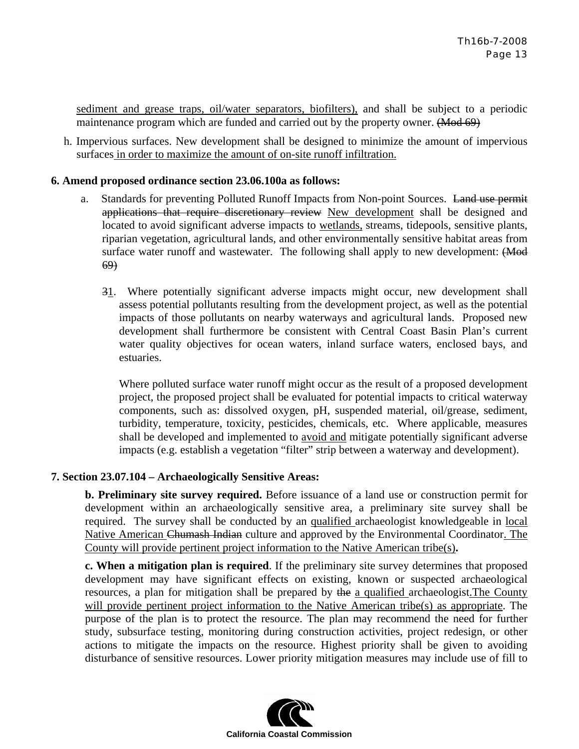sediment and grease traps, oil/water separators, biofilters), and shall be subject to a periodic maintenance program which are funded and carried out by the property owner. ~~(Mod 69)~~

h. Impervious surfaces. New development shall be designed to minimize the amount of impervious surfaces in order to maximize the amount of on-site runoff infiltration.

**6. Amend proposed ordinance section 23.06.100a as follows:**

a. Standards for preventing Polluted Runoff Impacts from Non-point Sources. ~~Land use permit applications that require discretionary review~~ New development shall be designed and located to avoid significant adverse impacts to wetlands, streams, tidepools, sensitive plants, riparian vegetation, agricultural lands, and other environmentally sensitive habitat areas from surface water runoff and wastewater. The following shall apply to new development: ~~(Mod 69)~~

~~3~~1. Where potentially significant adverse impacts might occur, new development shall assess potential pollutants resulting from the development project, as well as the potential impacts of those pollutants on nearby waterways and agricultural lands. Proposed new development shall furthermore be consistent with Central Coast Basin Plan's current water quality objectives for ocean waters, inland surface waters, enclosed bays, and estuaries.

Where polluted surface water runoff might occur as the result of a proposed development project, the proposed project shall be evaluated for potential impacts to critical waterway components, such as: dissolved oxygen, pH, suspended material, oil/grease, sediment, turbidity, temperature, toxicity, pesticides, chemicals, etc. Where applicable, measures shall be developed and implemented to avoid and mitigate potentially significant adverse impacts (e.g. establish a vegetation "filter" strip between a waterway and development).

**7. Section 23.07.104 – Archaeologically Sensitive Areas:**

**b. Preliminary site survey required.** Before issuance of a land use or construction permit for development within an archaeologically sensitive area, a preliminary site survey shall be required. The survey shall be conducted by an qualified archaeologist knowledgeable in local Native American ~~Chumash Indian~~ culture and approved by the Environmental Coordinator. The County will provide pertinent project information to the Native American tribe(s)**.**

**c. When a mitigation plan is required**. If the preliminary site survey determines that proposed development may have significant effects on existing, known or suspected archaeological resources, a plan for mitigation shall be prepared by ~~the~~ a qualified archaeologist.The County will provide pertinent project information to the Native American tribe(s) as appropriate. The purpose of the plan is to protect the resource. The plan may recommend the need for further study, subsurface testing, monitoring during construction activities, project redesign, or other actions to mitigate the impacts on the resource. Highest priority shall be given to avoiding disturbance of sensitive resources. Lower priority mitigation measures may include use of fill to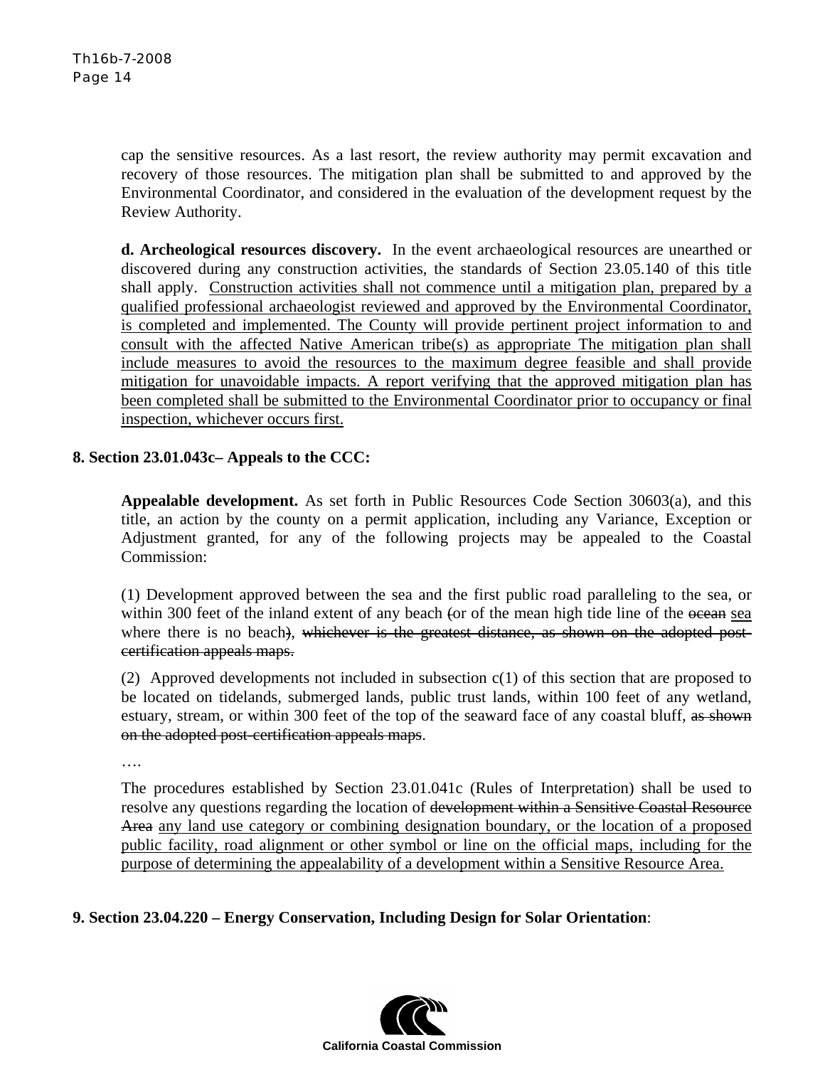cap the sensitive resources. As a last resort, the review authority may permit excavation and recovery of those resources. The mitigation plan shall be submitted to and approved by the Environmental Coordinator, and considered in the evaluation of the development request by the Review Authority.

**d. Archeological resources discovery.** In the event archaeological resources are unearthed or discovered during any construction activities, the standards of Section 23.05.140 of this title shall apply. <u>Construction activities shall not commence until a mitigation plan, prepared by a qualified professional archaeologist reviewed and approved by the Environmental Coordinator, is completed and implemented. The County will provide pertinent project information to and consult with the affected Native American tribe(s) as appropriate The mitigation plan shall include measures to avoid the resources to the maximum degree feasible and shall provide mitigation for unavoidable impacts. A report verifying that the approved mitigation plan has been completed shall be submitted to the Environmental Coordinator prior to occupancy or final inspection, whichever occurs first.</u>

**8. Section 23.01.043c– Appeals to the CCC:**

**Appealable development.** As set forth in Public Resources Code Section 30603(a), and this title, an action by the county on a permit application, including any Variance, Exception or Adjustment granted, for any of the following projects may be appealed to the Coastal Commission:

(1) Development approved between the sea and the first public road paralleling to the sea, or within 300 feet of the inland extent of any beach ~~(~~or of the mean high tide line of the ~~ocean~~ <u>sea</u> where there is no beach~~)~~, ~~whichever is the greatest distance, as shown on the adopted post-certification appeals maps.~~

(2) Approved developments not included in subsection c(1) of this section that are proposed to be located on tidelands, submerged lands, public trust lands, within 100 feet of any wetland, estuary, stream, or within 300 feet of the top of the seaward face of any coastal bluff, ~~as shown on the adopted post-certification appeals maps~~.

….

The procedures established by Section 23.01.041c (Rules of Interpretation) shall be used to resolve any questions regarding the location of ~~development within a Sensitive Coastal Resource Area~~ <u>any land use category or combining designation boundary, or the location of a proposed public facility, road alignment or other symbol or line on the official maps, including for the purpose of determining the appealability of a development within a Sensitive Resource Area.</u>

**9. Section 23.04.220 – Energy Conservation, Including Design for Solar Orientation**: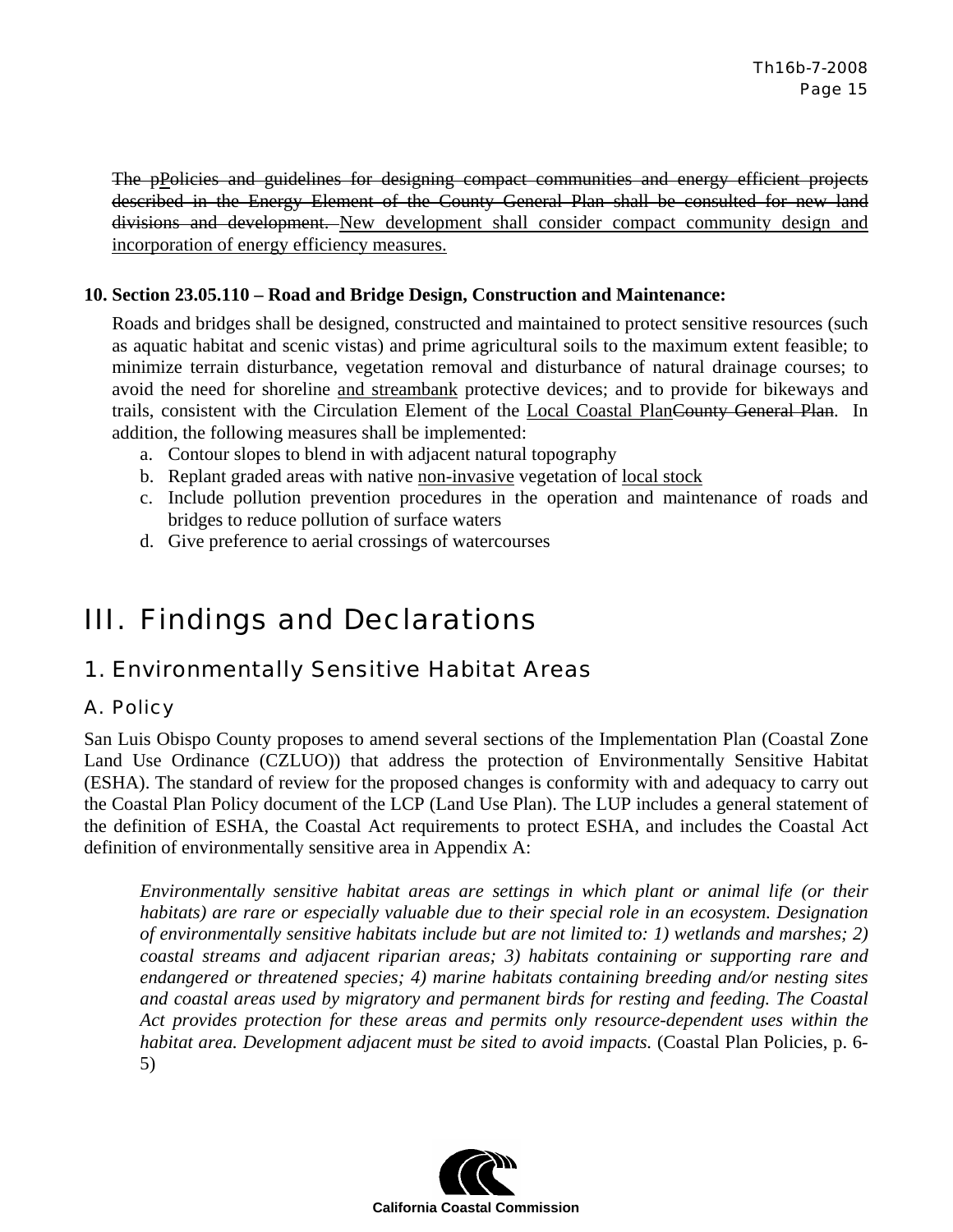~~The pPolicies and guidelines for designing compact communities and energy efficient projects described in the Energy Element of the County General Plan shall be consulted for new land divisions and development.~~ <u>New development shall consider compact community design and incorporation of energy efficiency measures.</u>

**10. Section 23.05.110 – Road and Bridge Design, Construction and Maintenance:**

Roads and bridges shall be designed, constructed and maintained to protect sensitive resources (such as aquatic habitat and scenic vistas) and prime agricultural soils to the maximum extent feasible; to minimize terrain disturbance, vegetation removal and disturbance of natural drainage courses; to avoid the need for shoreline <u>and streambank</u> protective devices; and to provide for bikeways and trails, consistent with the Circulation Element of the <u>Local Coastal Plan</u>~~County General Plan~~. In addition, the following measures shall be implemented:

a. Contour slopes to blend in with adjacent natural topography
b. Replant graded areas with native <u>non-invasive</u> vegetation of <u>local stock</u>
c. Include pollution prevention procedures in the operation and maintenance of roads and bridges to reduce pollution of surface waters
d. Give preference to aerial crossings of watercourses

# III. Findings and Declarations

## 1. Environmentally Sensitive Habitat Areas

### A. Policy

San Luis Obispo County proposes to amend several sections of the Implementation Plan (Coastal Zone Land Use Ordinance (CZLUO)) that address the protection of Environmentally Sensitive Habitat (ESHA). The standard of review for the proposed changes is conformity with and adequacy to carry out the Coastal Plan Policy document of the LCP (Land Use Plan). The LUP includes a general statement of the definition of ESHA, the Coastal Act requirements to protect ESHA, and includes the Coastal Act definition of environmentally sensitive area in Appendix A:

> *Environmentally sensitive habitat areas are settings in which plant or animal life (or their habitats) are rare or especially valuable due to their special role in an ecosystem. Designation of environmentally sensitive habitats include but are not limited to: 1) wetlands and marshes; 2) coastal streams and adjacent riparian areas; 3) habitats containing or supporting rare and endangered or threatened species; 4) marine habitats containing breeding and/or nesting sites and coastal areas used by migratory and permanent birds for resting and feeding. The Coastal Act provides protection for these areas and permits only resource-dependent uses within the habitat area. Development adjacent must be sited to avoid impacts.* (Coastal Plan Policies, p. 6-5)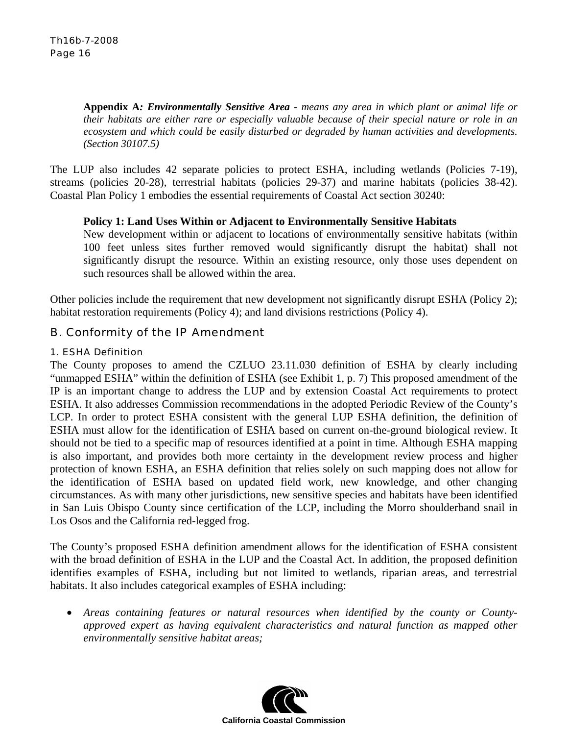**Appendix A*: Environmentally Sensitive Area*** *- means any area in which plant or animal life or their habitats are either rare or especially valuable because of their special nature or role in an ecosystem and which could be easily disturbed or degraded by human activities and developments. (Section 30107.5)*

The LUP also includes 42 separate policies to protect ESHA, including wetlands (Policies 7-19), streams (policies 20-28), terrestrial habitats (policies 29-37) and marine habitats (policies 38-42). Coastal Plan Policy 1 embodies the essential requirements of Coastal Act section 30240:

> **Policy 1: Land Uses Within or Adjacent to Environmentally Sensitive Habitats**
> New development within or adjacent to locations of environmentally sensitive habitats (within 100 feet unless sites further removed would significantly disrupt the habitat) shall not significantly disrupt the resource. Within an existing resource, only those uses dependent on such resources shall be allowed within the area.

Other policies include the requirement that new development not significantly disrupt ESHA (Policy 2); habitat restoration requirements (Policy 4); and land divisions restrictions (Policy 4).

## B. Conformity of the IP Amendment

### 1. ESHA Definition

The County proposes to amend the CZLUO 23.11.030 definition of ESHA by clearly including "unmapped ESHA" within the definition of ESHA (see Exhibit 1, p. 7) This proposed amendment of the IP is an important change to address the LUP and by extension Coastal Act requirements to protect ESHA. It also addresses Commission recommendations in the adopted Periodic Review of the County's LCP. In order to protect ESHA consistent with the general LUP ESHA definition, the definition of ESHA must allow for the identification of ESHA based on current on-the-ground biological review. It should not be tied to a specific map of resources identified at a point in time. Although ESHA mapping is also important, and provides both more certainty in the development review process and higher protection of known ESHA, an ESHA definition that relies solely on such mapping does not allow for the identification of ESHA based on updated field work, new knowledge, and other changing circumstances. As with many other jurisdictions, new sensitive species and habitats have been identified in San Luis Obispo County since certification of the LCP, including the Morro shoulderband snail in Los Osos and the California red-legged frog.

The County's proposed ESHA definition amendment allows for the identification of ESHA consistent with the broad definition of ESHA in the LUP and the Coastal Act. In addition, the proposed definition identifies examples of ESHA, including but not limited to wetlands, riparian areas, and terrestrial habitats. It also includes categorical examples of ESHA including:

- *Areas containing features or natural resources when identified by the county or County-approved expert as having equivalent characteristics and natural function as mapped other environmentally sensitive habitat areas;*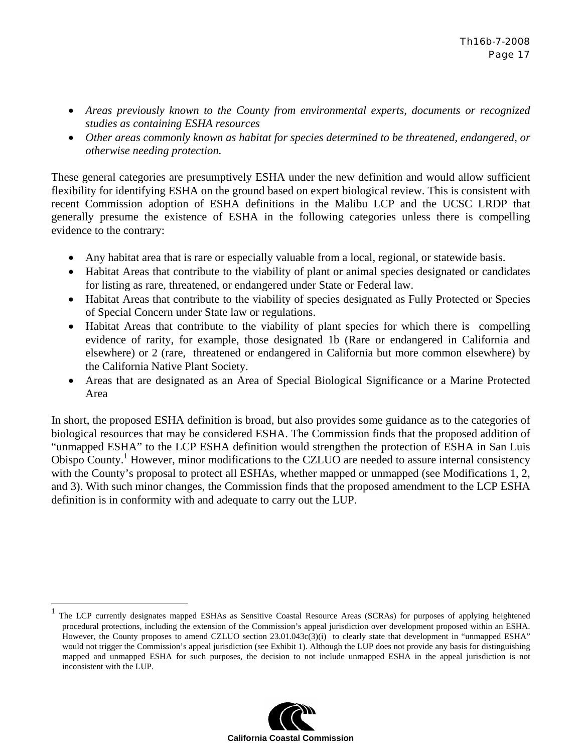- *Areas previously known to the County from environmental experts, documents or recognized studies as containing ESHA resources*
- *Other areas commonly known as habitat for species determined to be threatened, endangered, or otherwise needing protection.*

These general categories are presumptively ESHA under the new definition and would allow sufficient flexibility for identifying ESHA on the ground based on expert biological review. This is consistent with recent Commission adoption of ESHA definitions in the Malibu LCP and the UCSC LRDP that generally presume the existence of ESHA in the following categories unless there is compelling evidence to the contrary:

- Any habitat area that is rare or especially valuable from a local, regional, or statewide basis.
- Habitat Areas that contribute to the viability of plant or animal species designated or candidates for listing as rare, threatened, or endangered under State or Federal law.
- Habitat Areas that contribute to the viability of species designated as Fully Protected or Species of Special Concern under State law or regulations.
- Habitat Areas that contribute to the viability of plant species for which there is compelling evidence of rarity, for example, those designated 1b (Rare or endangered in California and elsewhere) or 2 (rare, threatened or endangered in California but more common elsewhere) by the California Native Plant Society.
- Areas that are designated as an Area of Special Biological Significance or a Marine Protected Area

In short, the proposed ESHA definition is broad, but also provides some guidance as to the categories of biological resources that may be considered ESHA. The Commission finds that the proposed addition of "unmapped ESHA" to the LCP ESHA definition would strengthen the protection of ESHA in San Luis Obispo County.[1] However, minor modifications to the CZLUO are needed to assure internal consistency with the County's proposal to protect all ESHAs, whether mapped or unmapped (see Modifications 1, 2, and 3). With such minor changes, the Commission finds that the proposed amendment to the LCP ESHA definition is in conformity with and adequate to carry out the LUP.

---

[1] The LCP currently designates mapped ESHAs as Sensitive Coastal Resource Areas (SCRAs) for purposes of applying heightened procedural protections, including the extension of the Commission's appeal jurisdiction over development proposed within an ESHA. However, the County proposes to amend CZLUO section 23.01.043c(3)(i) to clearly state that development in "unmapped ESHA" would not trigger the Commission's appeal jurisdiction (see Exhibit 1). Although the LUP does not provide any basis for distinguishing mapped and unmapped ESHA for such purposes, the decision to not include unmapped ESHA in the appeal jurisdiction is not inconsistent with the LUP.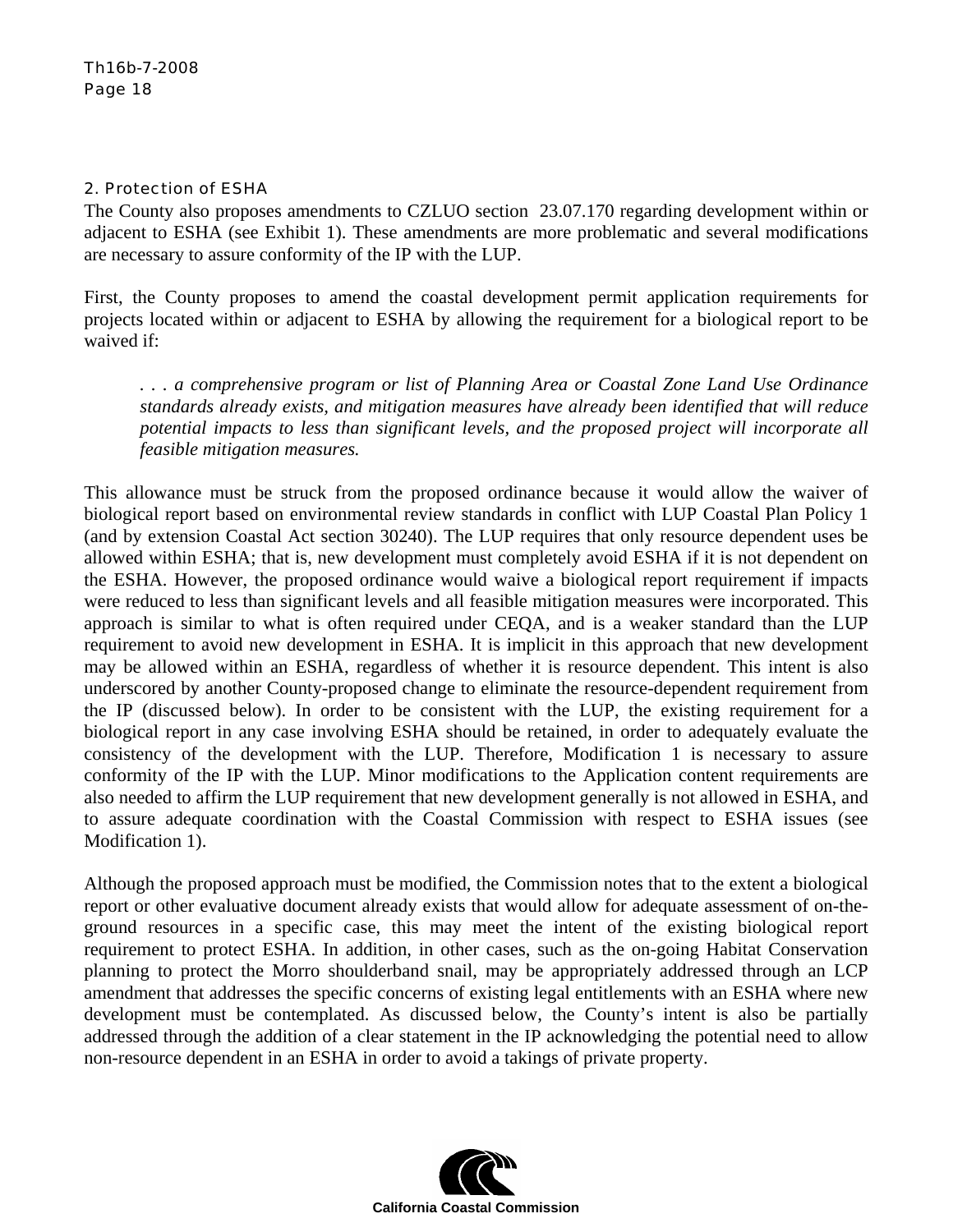### 2. Protection of ESHA

The County also proposes amendments to CZLUO section 23.07.170 regarding development within or adjacent to ESHA (see Exhibit 1). These amendments are more problematic and several modifications are necessary to assure conformity of the IP with the LUP.

First, the County proposes to amend the coastal development permit application requirements for projects located within or adjacent to ESHA by allowing the requirement for a biological report to be waived if:

> *. . . a comprehensive program or list of Planning Area or Coastal Zone Land Use Ordinance standards already exists, and mitigation measures have already been identified that will reduce potential impacts to less than significant levels, and the proposed project will incorporate all feasible mitigation measures.*

This allowance must be struck from the proposed ordinance because it would allow the waiver of biological report based on environmental review standards in conflict with LUP Coastal Plan Policy 1 (and by extension Coastal Act section 30240). The LUP requires that only resource dependent uses be allowed within ESHA; that is, new development must completely avoid ESHA if it is not dependent on the ESHA. However, the proposed ordinance would waive a biological report requirement if impacts were reduced to less than significant levels and all feasible mitigation measures were incorporated. This approach is similar to what is often required under CEQA, and is a weaker standard than the LUP requirement to avoid new development in ESHA. It is implicit in this approach that new development may be allowed within an ESHA, regardless of whether it is resource dependent. This intent is also underscored by another County-proposed change to eliminate the resource-dependent requirement from the IP (discussed below). In order to be consistent with the LUP, the existing requirement for a biological report in any case involving ESHA should be retained, in order to adequately evaluate the consistency of the development with the LUP. Therefore, Modification 1 is necessary to assure conformity of the IP with the LUP. Minor modifications to the Application content requirements are also needed to affirm the LUP requirement that new development generally is not allowed in ESHA, and to assure adequate coordination with the Coastal Commission with respect to ESHA issues (see Modification 1).

Although the proposed approach must be modified, the Commission notes that to the extent a biological report or other evaluative document already exists that would allow for adequate assessment of on-the-ground resources in a specific case, this may meet the intent of the existing biological report requirement to protect ESHA. In addition, in other cases, such as the on-going Habitat Conservation planning to protect the Morro shoulderband snail, may be appropriately addressed through an LCP amendment that addresses the specific concerns of existing legal entitlements with an ESHA where new development must be contemplated. As discussed below, the County's intent is also be partially addressed through the addition of a clear statement in the IP acknowledging the potential need to allow non-resource dependent in an ESHA in order to avoid a takings of private property.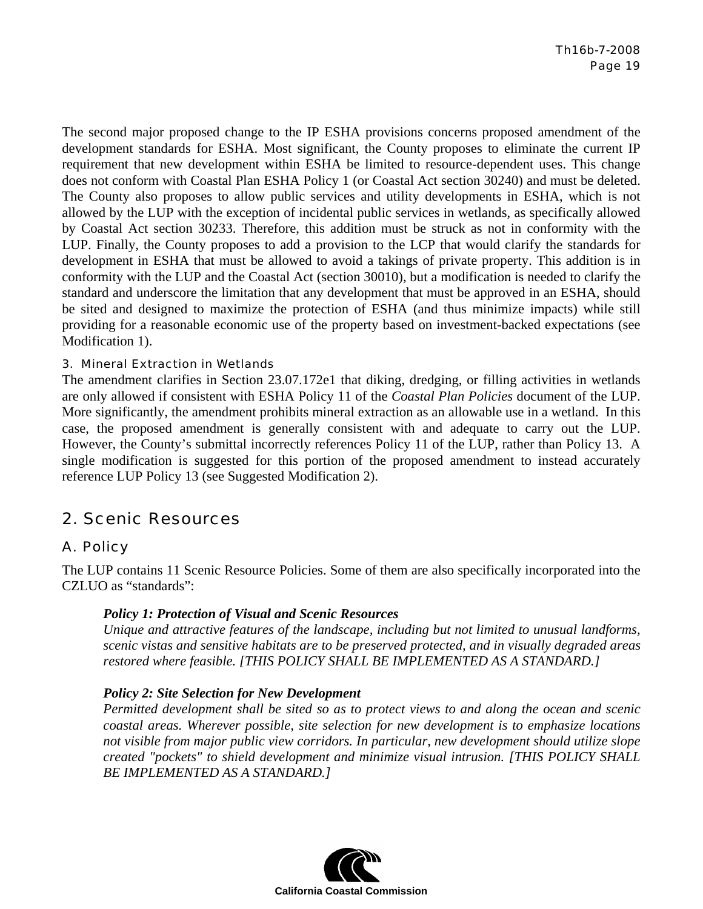The second major proposed change to the IP ESHA provisions concerns proposed amendment of the development standards for ESHA. Most significant, the County proposes to eliminate the current IP requirement that new development within ESHA be limited to resource-dependent uses. This change does not conform with Coastal Plan ESHA Policy 1 (or Coastal Act section 30240) and must be deleted. The County also proposes to allow public services and utility developments in ESHA, which is not allowed by the LUP with the exception of incidental public services in wetlands, as specifically allowed by Coastal Act section 30233. Therefore, this addition must be struck as not in conformity with the LUP. Finally, the County proposes to add a provision to the LCP that would clarify the standards for development in ESHA that must be allowed to avoid a takings of private property. This addition is in conformity with the LUP and the Coastal Act (section 30010), but a modification is needed to clarify the standard and underscore the limitation that any development that must be approved in an ESHA, should be sited and designed to maximize the protection of ESHA (and thus minimize impacts) while still providing for a reasonable economic use of the property based on investment-backed expectations (see Modification 1).

#### 3. Mineral Extraction in Wetlands

The amendment clarifies in Section 23.07.172e1 that diking, dredging, or filling activities in wetlands are only allowed if consistent with ESHA Policy 11 of the *Coastal Plan Policies* document of the LUP. More significantly, the amendment prohibits mineral extraction as an allowable use in a wetland. In this case, the proposed amendment is generally consistent with and adequate to carry out the LUP. However, the County's submittal incorrectly references Policy 11 of the LUP, rather than Policy 13. A single modification is suggested for this portion of the proposed amendment to instead accurately reference LUP Policy 13 (see Suggested Modification 2).

## 2. Scenic Resources

### A. Policy

The LUP contains 11 Scenic Resource Policies. Some of them are also specifically incorporated into the CZLUO as "standards":

> ***Policy 1: Protection of Visual and Scenic Resources***
> *Unique and attractive features of the landscape, including but not limited to unusual landforms, scenic vistas and sensitive habitats are to be preserved protected, and in visually degraded areas restored where feasible. [THIS POLICY SHALL BE IMPLEMENTED AS A STANDARD.]*
>
> ***Policy 2: Site Selection for New Development***
> *Permitted development shall be sited so as to protect views to and along the ocean and scenic coastal areas. Wherever possible, site selection for new development is to emphasize locations not visible from major public view corridors. In particular, new development should utilize slope created "pockets" to shield development and minimize visual intrusion. [THIS POLICY SHALL BE IMPLEMENTED AS A STANDARD.]*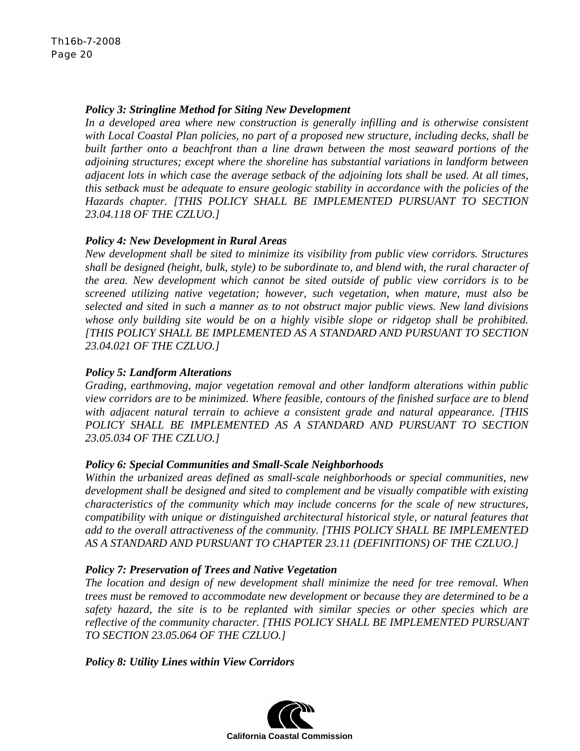***Policy 3: Stringline Method for Siting New Development***

*In a developed area where new construction is generally infilling and is otherwise consistent with Local Coastal Plan policies, no part of a proposed new structure, including decks, shall be built farther onto a beachfront than a line drawn between the most seaward portions of the adjoining structures; except where the shoreline has substantial variations in landform between adjacent lots in which case the average setback of the adjoining lots shall be used. At all times, this setback must be adequate to ensure geologic stability in accordance with the policies of the Hazards chapter. [THIS POLICY SHALL BE IMPLEMENTED PURSUANT TO SECTION 23.04.118 OF THE CZLUO.]*

***Policy 4: New Development in Rural Areas***

*New development shall be sited to minimize its visibility from public view corridors. Structures shall be designed (height, bulk, style) to be subordinate to, and blend with, the rural character of the area. New development which cannot be sited outside of public view corridors is to be screened utilizing native vegetation; however, such vegetation, when mature, must also be selected and sited in such a manner as to not obstruct major public views. New land divisions whose only building site would be on a highly visible slope or ridgetop shall be prohibited. [THIS POLICY SHALL BE IMPLEMENTED AS A STANDARD AND PURSUANT TO SECTION 23.04.021 OF THE CZLUO.]*

***Policy 5: Landform Alterations***

*Grading, earthmoving, major vegetation removal and other landform alterations within public view corridors are to be minimized. Where feasible, contours of the finished surface are to blend with adjacent natural terrain to achieve a consistent grade and natural appearance. [THIS POLICY SHALL BE IMPLEMENTED AS A STANDARD AND PURSUANT TO SECTION 23.05.034 OF THE CZLUO.]*

***Policy 6: Special Communities and Small-Scale Neighborhoods***

*Within the urbanized areas defined as small-scale neighborhoods or special communities, new development shall be designed and sited to complement and be visually compatible with existing characteristics of the community which may include concerns for the scale of new structures, compatibility with unique or distinguished architectural historical style, or natural features that add to the overall attractiveness of the community. [THIS POLICY SHALL BE IMPLEMENTED AS A STANDARD AND PURSUANT TO CHAPTER 23.11 (DEFINITIONS) OF THE CZLUO.]*

***Policy 7: Preservation of Trees and Native Vegetation***

*The location and design of new development shall minimize the need for tree removal. When trees must be removed to accommodate new development or because they are determined to be a safety hazard, the site is to be replanted with similar species or other species which are reflective of the community character. [THIS POLICY SHALL BE IMPLEMENTED PURSUANT TO SECTION 23.05.064 OF THE CZLUO.]*

***Policy 8: Utility Lines within View Corridors***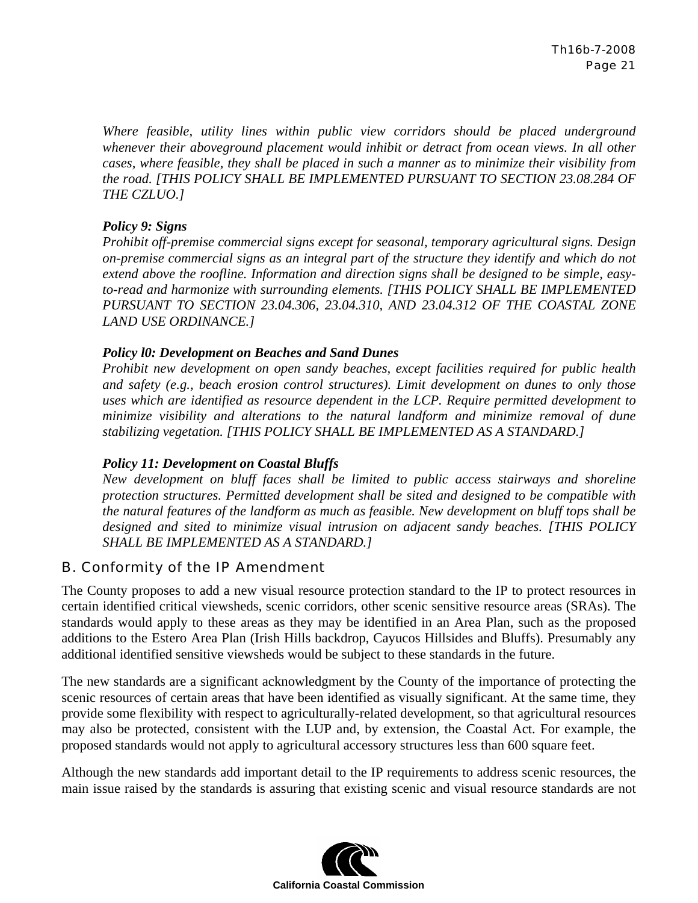*Where feasible, utility lines within public view corridors should be placed underground whenever their aboveground placement would inhibit or detract from ocean views. In all other cases, where feasible, they shall be placed in such a manner as to minimize their visibility from the road. [THIS POLICY SHALL BE IMPLEMENTED PURSUANT TO SECTION 23.08.284 OF THE CZLUO.]*

***Policy 9: Signs***
*Prohibit off-premise commercial signs except for seasonal, temporary agricultural signs. Design on-premise commercial signs as an integral part of the structure they identify and which do not extend above the roofline. Information and direction signs shall be designed to be simple, easy-to-read and harmonize with surrounding elements. [THIS POLICY SHALL BE IMPLEMENTED PURSUANT TO SECTION 23.04.306, 23.04.310, AND 23.04.312 OF THE COASTAL ZONE LAND USE ORDINANCE.]*

***Policy l0: Development on Beaches and Sand Dunes***
*Prohibit new development on open sandy beaches, except facilities required for public health and safety (e.g., beach erosion control structures). Limit development on dunes to only those uses which are identified as resource dependent in the LCP. Require permitted development to minimize visibility and alterations to the natural landform and minimize removal of dune stabilizing vegetation. [THIS POLICY SHALL BE IMPLEMENTED AS A STANDARD.]*

***Policy 11: Development on Coastal Bluffs***
*New development on bluff faces shall be limited to public access stairways and shoreline protection structures. Permitted development shall be sited and designed to be compatible with the natural features of the landform as much as feasible. New development on bluff tops shall be designed and sited to minimize visual intrusion on adjacent sandy beaches. [THIS POLICY SHALL BE IMPLEMENTED AS A STANDARD.]*

## B. Conformity of the IP Amendment

The County proposes to add a new visual resource protection standard to the IP to protect resources in certain identified critical viewsheds, scenic corridors, other scenic sensitive resource areas (SRAs). The standards would apply to these areas as they may be identified in an Area Plan, such as the proposed additions to the Estero Area Plan (Irish Hills backdrop, Cayucos Hillsides and Bluffs). Presumably any additional identified sensitive viewsheds would be subject to these standards in the future.

The new standards are a significant acknowledgment by the County of the importance of protecting the scenic resources of certain areas that have been identified as visually significant. At the same time, they provide some flexibility with respect to agriculturally-related development, so that agricultural resources may also be protected, consistent with the LUP and, by extension, the Coastal Act. For example, the proposed standards would not apply to agricultural accessory structures less than 600 square feet.

Although the new standards add important detail to the IP requirements to address scenic resources, the main issue raised by the standards is assuring that existing scenic and visual resource standards are not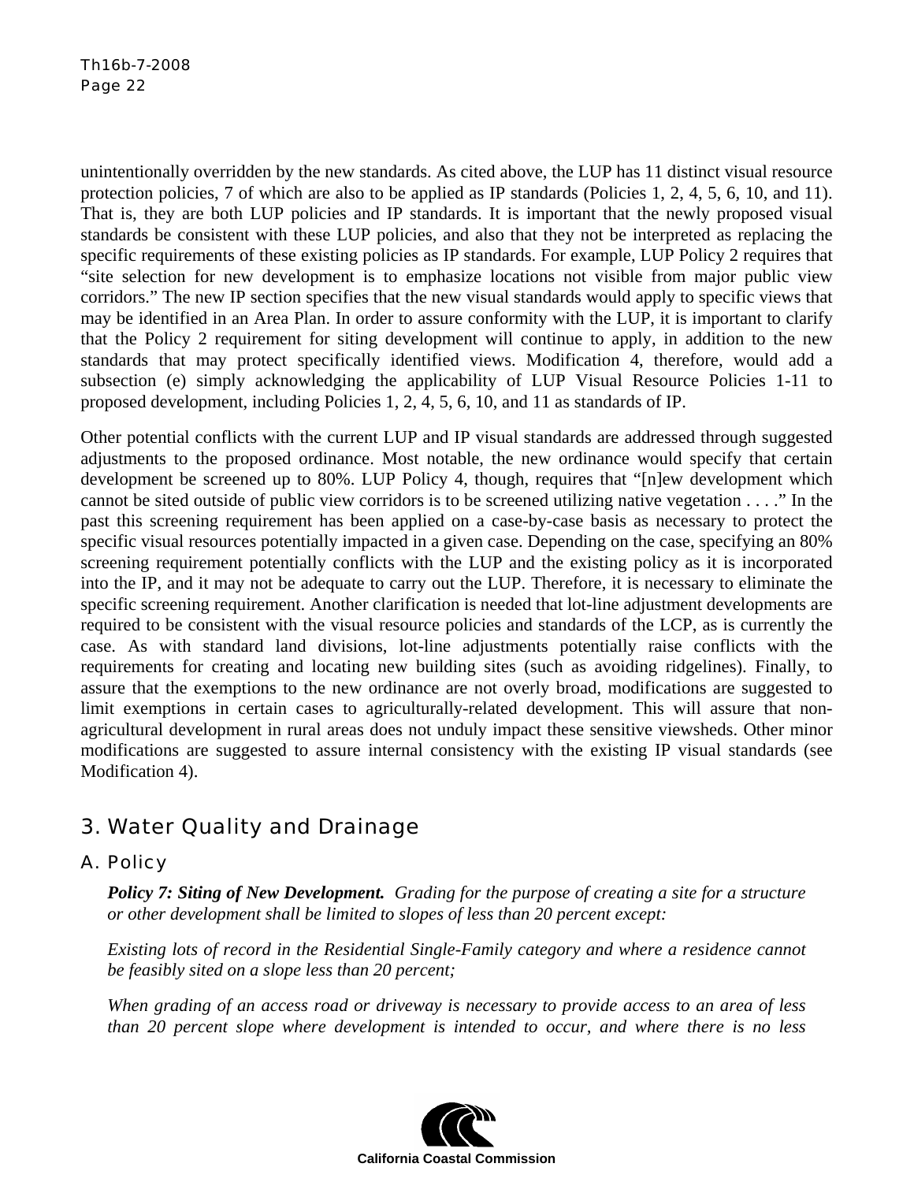unintentionally overridden by the new standards. As cited above, the LUP has 11 distinct visual resource protection policies, 7 of which are also to be applied as IP standards (Policies 1, 2, 4, 5, 6, 10, and 11). That is, they are both LUP policies and IP standards. It is important that the newly proposed visual standards be consistent with these LUP policies, and also that they not be interpreted as replacing the specific requirements of these existing policies as IP standards. For example, LUP Policy 2 requires that "site selection for new development is to emphasize locations not visible from major public view corridors." The new IP section specifies that the new visual standards would apply to specific views that may be identified in an Area Plan. In order to assure conformity with the LUP, it is important to clarify that the Policy 2 requirement for siting development will continue to apply, in addition to the new standards that may protect specifically identified views. Modification 4, therefore, would add a subsection (e) simply acknowledging the applicability of LUP Visual Resource Policies 1-11 to proposed development, including Policies 1, 2, 4, 5, 6, 10, and 11 as standards of IP.

Other potential conflicts with the current LUP and IP visual standards are addressed through suggested adjustments to the proposed ordinance. Most notable, the new ordinance would specify that certain development be screened up to 80%. LUP Policy 4, though, requires that "[n]ew development which cannot be sited outside of public view corridors is to be screened utilizing native vegetation . . . ." In the past this screening requirement has been applied on a case-by-case basis as necessary to protect the specific visual resources potentially impacted in a given case. Depending on the case, specifying an 80% screening requirement potentially conflicts with the LUP and the existing policy as it is incorporated into the IP, and it may not be adequate to carry out the LUP. Therefore, it is necessary to eliminate the specific screening requirement. Another clarification is needed that lot-line adjustment developments are required to be consistent with the visual resource policies and standards of the LCP, as is currently the case. As with standard land divisions, lot-line adjustments potentially raise conflicts with the requirements for creating and locating new building sites (such as avoiding ridgelines). Finally, to assure that the exemptions to the new ordinance are not overly broad, modifications are suggested to limit exemptions in certain cases to agriculturally-related development. This will assure that non-agricultural development in rural areas does not unduly impact these sensitive viewsheds. Other minor modifications are suggested to assure internal consistency with the existing IP visual standards (see Modification 4).

## 3. Water Quality and Drainage

### A. Policy

***Policy 7: Siting of New Development.*** *Grading for the purpose of creating a site for a structure or other development shall be limited to slopes of less than 20 percent except:*

*Existing lots of record in the Residential Single-Family category and where a residence cannot be feasibly sited on a slope less than 20 percent;*

*When grading of an access road or driveway is necessary to provide access to an area of less than 20 percent slope where development is intended to occur, and where there is no less*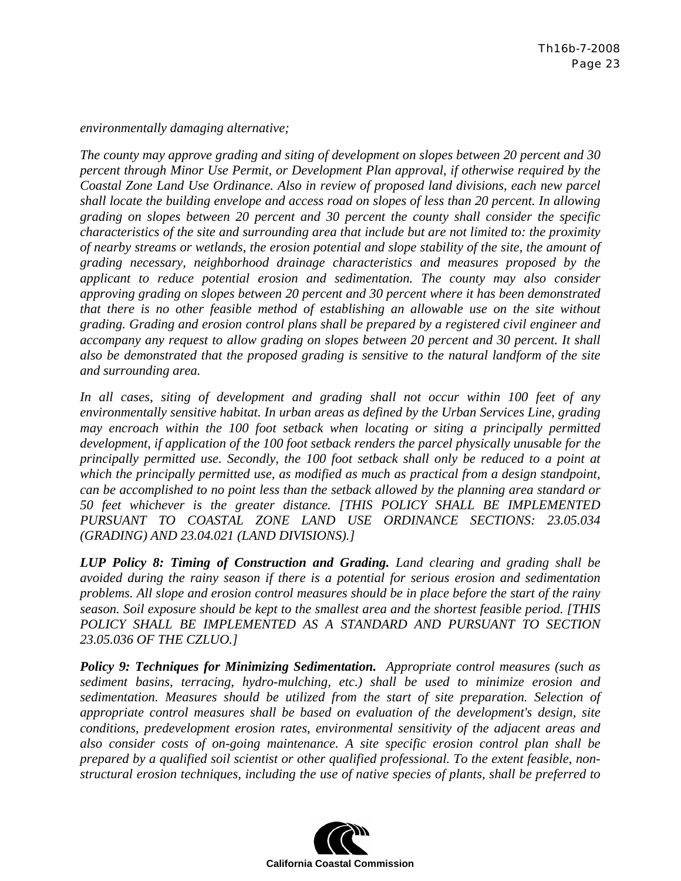*environmentally damaging alternative;*

*The county may approve grading and siting of development on slopes between 20 percent and 30 percent through Minor Use Permit, or Development Plan approval, if otherwise required by the Coastal Zone Land Use Ordinance. Also in review of proposed land divisions, each new parcel shall locate the building envelope and access road on slopes of less than 20 percent. In allowing grading on slopes between 20 percent and 30 percent the county shall consider the specific characteristics of the site and surrounding area that include but are not limited to: the proximity of nearby streams or wetlands, the erosion potential and slope stability of the site, the amount of grading necessary, neighborhood drainage characteristics and measures proposed by the applicant to reduce potential erosion and sedimentation. The county may also consider approving grading on slopes between 20 percent and 30 percent where it has been demonstrated that there is no other feasible method of establishing an allowable use on the site without grading. Grading and erosion control plans shall be prepared by a registered civil engineer and accompany any request to allow grading on slopes between 20 percent and 30 percent. It shall also be demonstrated that the proposed grading is sensitive to the natural landform of the site and surrounding area.*

*In all cases, siting of development and grading shall not occur within 100 feet of any environmentally sensitive habitat. In urban areas as defined by the Urban Services Line, grading may encroach within the 100 foot setback when locating or siting a principally permitted development, if application of the 100 foot setback renders the parcel physically unusable for the principally permitted use. Secondly, the 100 foot setback shall only be reduced to a point at which the principally permitted use, as modified as much as practical from a design standpoint, can be accomplished to no point less than the setback allowed by the planning area standard or 50 feet whichever is the greater distance. [THIS POLICY SHALL BE IMPLEMENTED PURSUANT TO COASTAL ZONE LAND USE ORDINANCE SECTIONS: 23.05.034 (GRADING) AND 23.04.021 (LAND DIVISIONS).]*

***LUP Policy 8: Timing of Construction and Grading.*** *Land clearing and grading shall be avoided during the rainy season if there is a potential for serious erosion and sedimentation problems. All slope and erosion control measures should be in place before the start of the rainy season. Soil exposure should be kept to the smallest area and the shortest feasible period. [THIS POLICY SHALL BE IMPLEMENTED AS A STANDARD AND PURSUANT TO SECTION 23.05.036 OF THE CZLUO.]*

***Policy 9: Techniques for Minimizing Sedimentation.*** *Appropriate control measures (such as sediment basins, terracing, hydro-mulching, etc.) shall be used to minimize erosion and sedimentation. Measures should be utilized from the start of site preparation. Selection of appropriate control measures shall be based on evaluation of the development's design, site conditions, predevelopment erosion rates, environmental sensitivity of the adjacent areas and also consider costs of on-going maintenance. A site specific erosion control plan shall be prepared by a qualified soil scientist or other qualified professional. To the extent feasible, non-structural erosion techniques, including the use of native species of plants, shall be preferred to*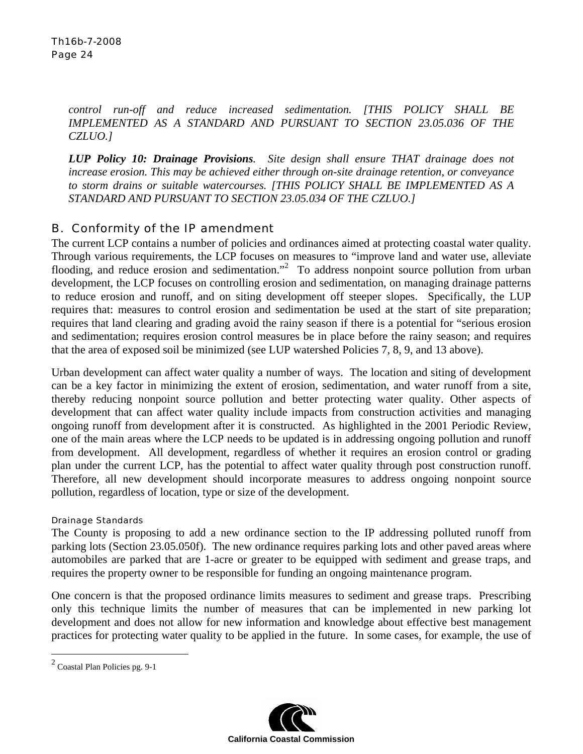*control run-off and reduce increased sedimentation. [THIS POLICY SHALL BE IMPLEMENTED AS A STANDARD AND PURSUANT TO SECTION 23.05.036 OF THE CZLUO.]*

***LUP Policy 10: Drainage Provisions**. Site design shall ensure THAT drainage does not increase erosion. This may be achieved either through on-site drainage retention, or conveyance to storm drains or suitable watercourses. [THIS POLICY SHALL BE IMPLEMENTED AS A STANDARD AND PURSUANT TO SECTION 23.05.034 OF THE CZLUO.]*

## B. Conformity of the IP amendment

The current LCP contains a number of policies and ordinances aimed at protecting coastal water quality. Through various requirements, the LCP focuses on measures to "improve land and water use, alleviate flooding, and reduce erosion and sedimentation."[2] To address nonpoint source pollution from urban development, the LCP focuses on controlling erosion and sedimentation, on managing drainage patterns to reduce erosion and runoff, and on siting development off steeper slopes. Specifically, the LUP requires that: measures to control erosion and sedimentation be used at the start of site preparation; requires that land clearing and grading avoid the rainy season if there is a potential for "serious erosion and sedimentation; requires erosion control measures be in place before the rainy season; and requires that the area of exposed soil be minimized (see LUP watershed Policies 7, 8, 9, and 13 above).

Urban development can affect water quality a number of ways. The location and siting of development can be a key factor in minimizing the extent of erosion, sedimentation, and water runoff from a site, thereby reducing nonpoint source pollution and better protecting water quality. Other aspects of development that can affect water quality include impacts from construction activities and managing ongoing runoff from development after it is constructed. As highlighted in the 2001 Periodic Review, one of the main areas where the LCP needs to be updated is in addressing ongoing pollution and runoff from development. All development, regardless of whether it requires an erosion control or grading plan under the current LCP, has the potential to affect water quality through post construction runoff. Therefore, all new development should incorporate measures to address ongoing nonpoint source pollution, regardless of location, type or size of the development.

### Drainage Standards

The County is proposing to add a new ordinance section to the IP addressing polluted runoff from parking lots (Section 23.05.050f). The new ordinance requires parking lots and other paved areas where automobiles are parked that are 1-acre or greater to be equipped with sediment and grease traps, and requires the property owner to be responsible for funding an ongoing maintenance program.

One concern is that the proposed ordinance limits measures to sediment and grease traps. Prescribing only this technique limits the number of measures that can be implemented in new parking lot development and does not allow for new information and knowledge about effective best management practices for protecting water quality to be applied in the future. In some cases, for example, the use of

---

[2] Coastal Plan Policies pg. 9-1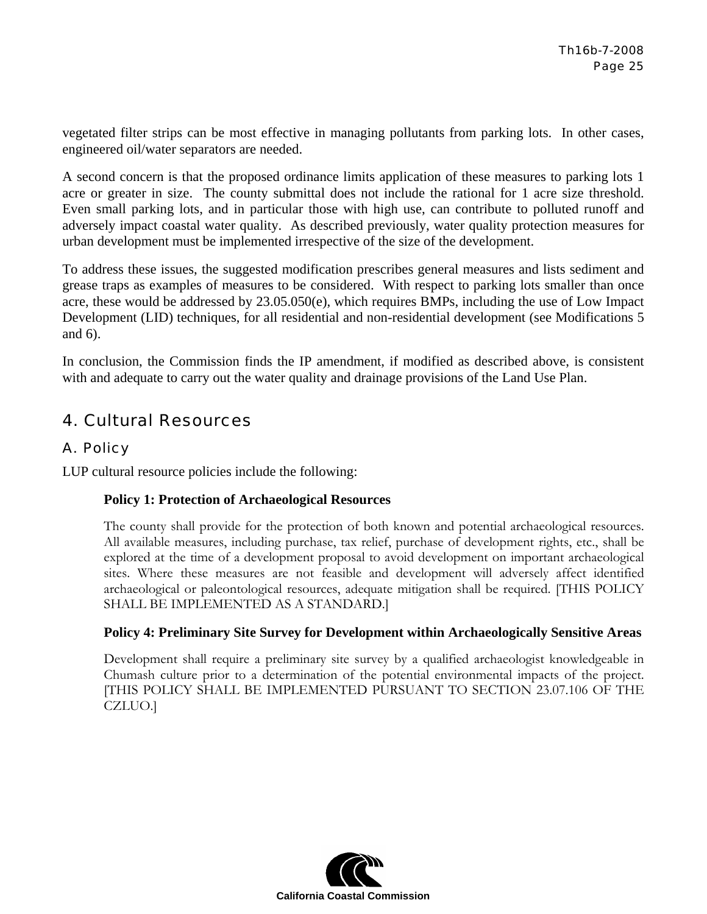vegetated filter strips can be most effective in managing pollutants from parking lots. In other cases, engineered oil/water separators are needed.

A second concern is that the proposed ordinance limits application of these measures to parking lots 1 acre or greater in size. The county submittal does not include the rational for 1 acre size threshold. Even small parking lots, and in particular those with high use, can contribute to polluted runoff and adversely impact coastal water quality. As described previously, water quality protection measures for urban development must be implemented irrespective of the size of the development.

To address these issues, the suggested modification prescribes general measures and lists sediment and grease traps as examples of measures to be considered. With respect to parking lots smaller than once acre, these would be addressed by 23.05.050(e), which requires BMPs, including the use of Low Impact Development (LID) techniques, for all residential and non-residential development (see Modifications 5 and 6).

In conclusion, the Commission finds the IP amendment, if modified as described above, is consistent with and adequate to carry out the water quality and drainage provisions of the Land Use Plan.

## 4. Cultural Resources

### A. Policy

LUP cultural resource policies include the following:

> **Policy 1: Protection of Archaeological Resources**
>
> The county shall provide for the protection of both known and potential archaeological resources. All available measures, including purchase, tax relief, purchase of development rights, etc., shall be explored at the time of a development proposal to avoid development on important archaeological sites. Where these measures are not feasible and development will adversely affect identified archaeological or paleontological resources, adequate mitigation shall be required. [THIS POLICY SHALL BE IMPLEMENTED AS A STANDARD.]
>
> **Policy 4: Preliminary Site Survey for Development within Archaeologically Sensitive Areas**
>
> Development shall require a preliminary site survey by a qualified archaeologist knowledgeable in Chumash culture prior to a determination of the potential environmental impacts of the project. [THIS POLICY SHALL BE IMPLEMENTED PURSUANT TO SECTION 23.07.106 OF THE CZLUO.]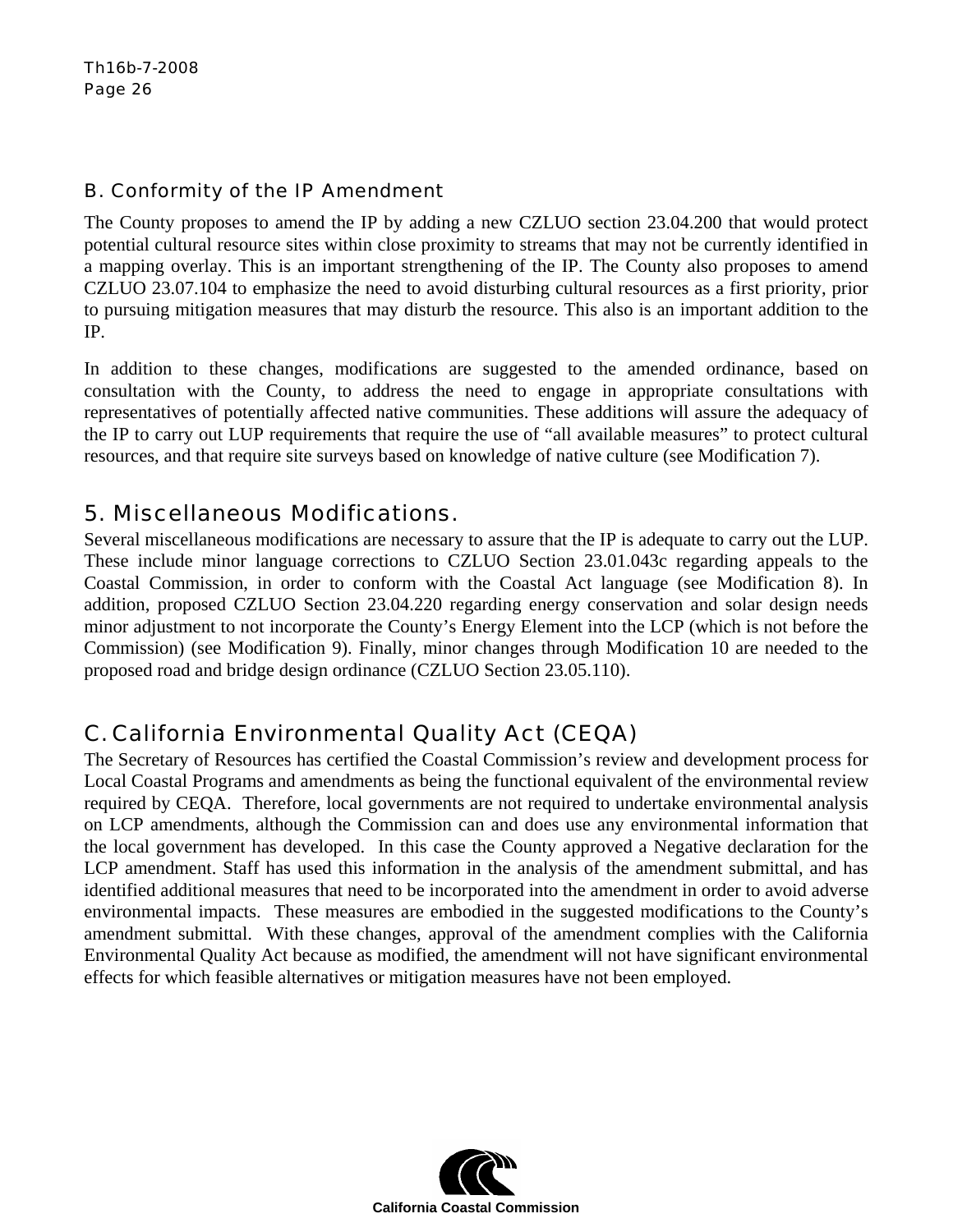### B. Conformity of the IP Amendment

The County proposes to amend the IP by adding a new CZLUO section 23.04.200 that would protect potential cultural resource sites within close proximity to streams that may not be currently identified in a mapping overlay. This is an important strengthening of the IP. The County also proposes to amend CZLUO 23.07.104 to emphasize the need to avoid disturbing cultural resources as a first priority, prior to pursuing mitigation measures that may disturb the resource. This also is an important addition to the IP.

In addition to these changes, modifications are suggested to the amended ordinance, based on consultation with the County, to address the need to engage in appropriate consultations with representatives of potentially affected native communities. These additions will assure the adequacy of the IP to carry out LUP requirements that require the use of "all available measures" to protect cultural resources, and that require site surveys based on knowledge of native culture (see Modification 7).

## 5. Miscellaneous Modifications.

Several miscellaneous modifications are necessary to assure that the IP is adequate to carry out the LUP. These include minor language corrections to CZLUO Section 23.01.043c regarding appeals to the Coastal Commission, in order to conform with the Coastal Act language (see Modification 8). In addition, proposed CZLUO Section 23.04.220 regarding energy conservation and solar design needs minor adjustment to not incorporate the County's Energy Element into the LCP (which is not before the Commission) (see Modification 9). Finally, minor changes through Modification 10 are needed to the proposed road and bridge design ordinance (CZLUO Section 23.05.110).

## C. California Environmental Quality Act (CEQA)

The Secretary of Resources has certified the Coastal Commission's review and development process for Local Coastal Programs and amendments as being the functional equivalent of the environmental review required by CEQA. Therefore, local governments are not required to undertake environmental analysis on LCP amendments, although the Commission can and does use any environmental information that the local government has developed. In this case the County approved a Negative declaration for the LCP amendment. Staff has used this information in the analysis of the amendment submittal, and has identified additional measures that need to be incorporated into the amendment in order to avoid adverse environmental impacts. These measures are embodied in the suggested modifications to the County's amendment submittal. With these changes, approval of the amendment complies with the California Environmental Quality Act because as modified, the amendment will not have significant environmental effects for which feasible alternatives or mitigation measures have not been employed.